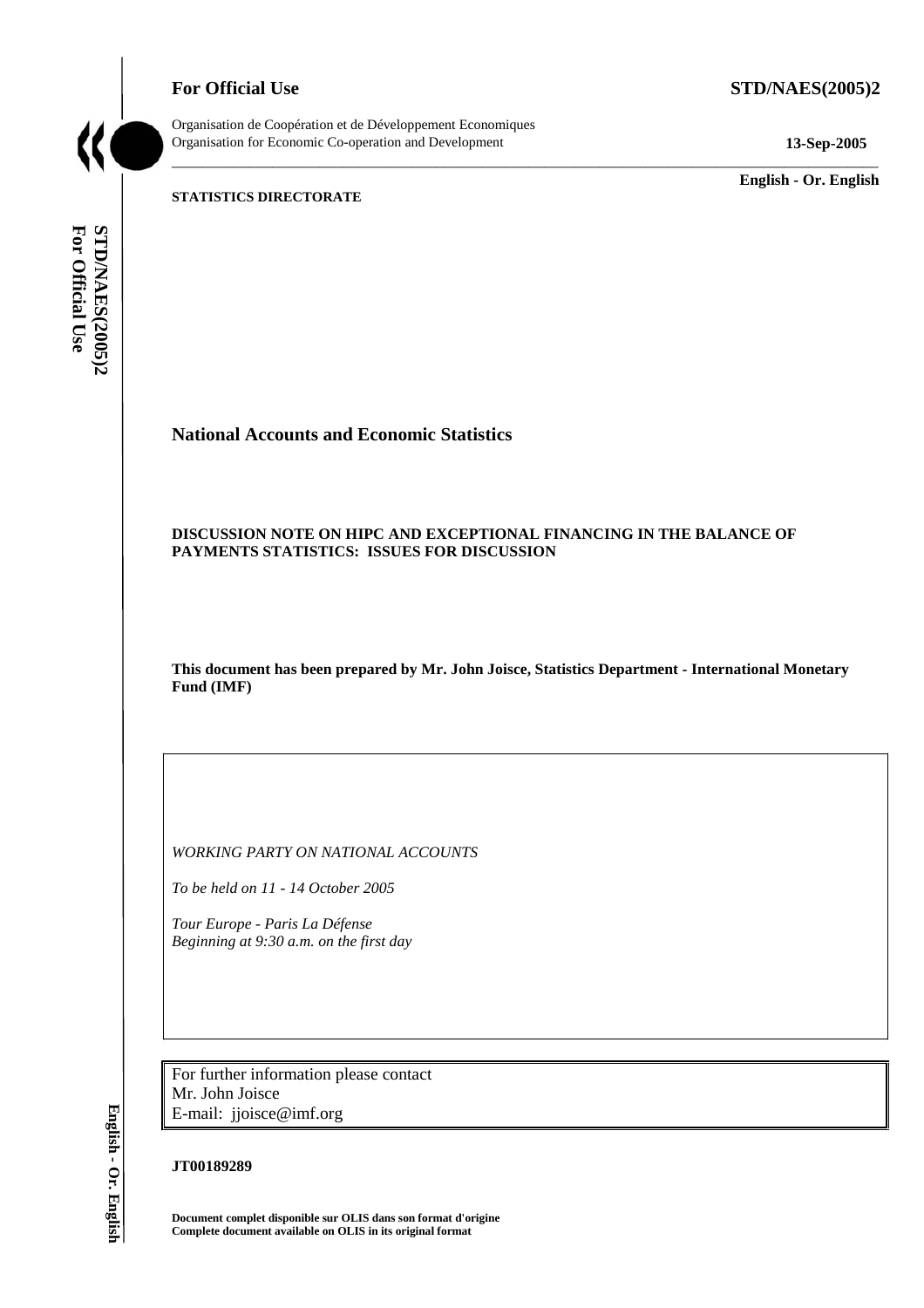**For Official Use** **STD/NAES(2005)2**

Organisation de Coopération et de Développement Economiques
Organisation for Economic Co-operation and Development **13-Sep-2005**

**English - Or. English**

**STATISTICS DIRECTORATE**

# National Accounts and Economic Statistics

## DISCUSSION NOTE ON HIPC AND EXCEPTIONAL FINANCING IN THE BALANCE OF PAYMENTS STATISTICS: ISSUES FOR DISCUSSION

**This document has been prepared by Mr. John Joisce, Statistics Department - International Monetary Fund (IMF)**

*WORKING PARTY ON NATIONAL ACCOUNTS*

*To be held on 11 - 14 October 2005*

*Tour Europe - Paris La Défense*
*Beginning at 9:30 a.m. on the first day*

For further information please contact
Mr. John Joisce
E-mail: jjoisce@imf.org

**JT00189289**

**Document complet disponible sur OLIS dans son format d'origine**
**Complete document available on OLIS in its original format**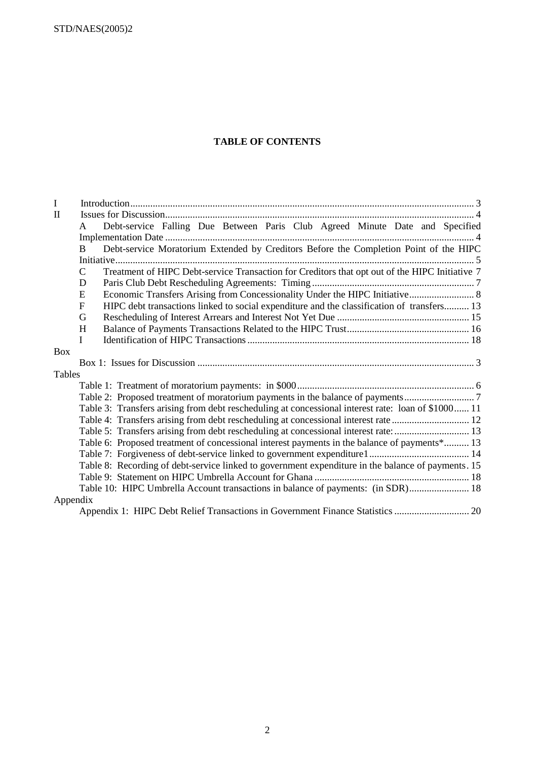**TABLE OF CONTENTS**

I Introduction ........................................................................................................................................ 3

II Issues for Discussion.......................................................................................................................... 4

- A Debt-service Falling Due Between Paris Club Agreed Minute Date and Specified Implementation Date ........................................................................................................................... 4
- B Debt-service Moratorium Extended by Creditors Before the Completion Point of the HIPC Initiative................................................................................................................................................ 5
- C Treatment of HIPC Debt-service Transaction for Creditors that opt out of the HIPC Initiative 7
- D Paris Club Debt Rescheduling Agreements: Timing ................................................................. 7
- E Economic Transfers Arising from Concessionality Under the HIPC Initiative.......................... 8
- F HIPC debt transactions linked to social expenditure and the classification of transfers.......... 13
- G Rescheduling of Interest Arrears and Interest Not Yet Due ..................................................... 15
- H Balance of Payments Transactions Related to the HIPC Trust................................................. 16
- I Identification of HIPC Transactions ......................................................................................... 18

Box

- Box 1: Issues for Discussion ............................................................................................................ 3

Tables

- Table 1: Treatment of moratorium payments: in $000 ...................................................................... 6
- Table 2: Proposed treatment of moratorium payments in the balance of payments ........................... 7
- Table 3: Transfers arising from debt rescheduling at concessional interest rate: loan of $1000...... 11
- Table 4: Transfers arising from debt rescheduling at concessional interest rate .............................. 12
- Table 5: Transfers arising from debt rescheduling at concessional interest rate: ............................. 13
- Table 6: Proposed treatment of concessional interest payments in the balance of payments*.......... 13
- Table 7: Forgiveness of debt-service linked to government expenditure1........................................ 14
- Table 8: Recording of debt-service linked to government expenditure in the balance of payments. 15
- Table 9: Statement on HIPC Umbrella Account for Ghana ............................................................. 18
- Table 10: HIPC Umbrella Account transactions in balance of payments: (in SDR)........................ 18

Appendix

- Appendix 1: HIPC Debt Relief Transactions in Government Finance Statistics ............................. 20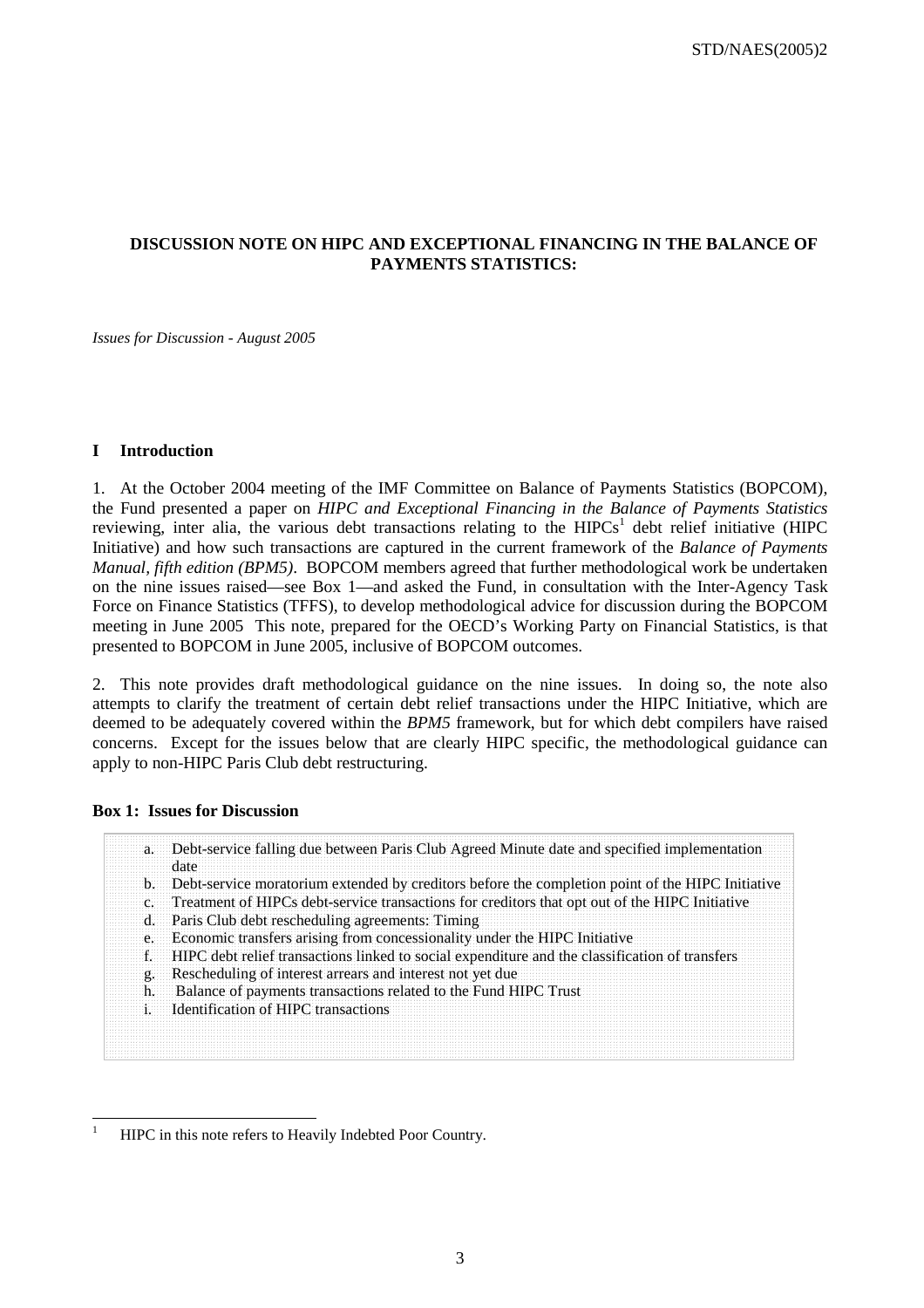**DISCUSSION NOTE ON HIPC AND EXCEPTIONAL FINANCING IN THE BALANCE OF PAYMENTS STATISTICS:**

*Issues for Discussion - August 2005*

## I Introduction

1. At the October 2004 meeting of the IMF Committee on Balance of Payments Statistics (BOPCOM), the Fund presented a paper on *HIPC and Exceptional Financing in the Balance of Payments Statistics* reviewing, inter alia, the various debt transactions relating to the HIPCs[1] debt relief initiative (HIPC Initiative) and how such transactions are captured in the current framework of the *Balance of Payments Manual, fifth edition (BPM5)*. BOPCOM members agreed that further methodological work be undertaken on the nine issues raised—see Box 1—and asked the Fund, in consultation with the Inter-Agency Task Force on Finance Statistics (TFFS), to develop methodological advice for discussion during the BOPCOM meeting in June 2005 This note, prepared for the OECD's Working Party on Financial Statistics, is that presented to BOPCOM in June 2005, inclusive of BOPCOM outcomes.

2. This note provides draft methodological guidance on the nine issues. In doing so, the note also attempts to clarify the treatment of certain debt relief transactions under the HIPC Initiative, which are deemed to be adequately covered within the *BPM5* framework, but for which debt compilers have raised concerns. Except for the issues below that are clearly HIPC specific, the methodological guidance can apply to non-HIPC Paris Club debt restructuring.

**Box 1: Issues for Discussion**

a. Debt-service falling due between Paris Club Agreed Minute date and specified implementation date
b. Debt-service moratorium extended by creditors before the completion point of the HIPC Initiative
c. Treatment of HIPCs debt-service transactions for creditors that opt out of the HIPC Initiative
d. Paris Club debt rescheduling agreements: Timing
e. Economic transfers arising from concessionality under the HIPC Initiative
f. HIPC debt relief transactions linked to social expenditure and the classification of transfers
g. Rescheduling of interest arrears and interest not yet due
h. Balance of payments transactions related to the Fund HIPC Trust
i. Identification of HIPC transactions

[1] HIPC in this note refers to Heavily Indebted Poor Country.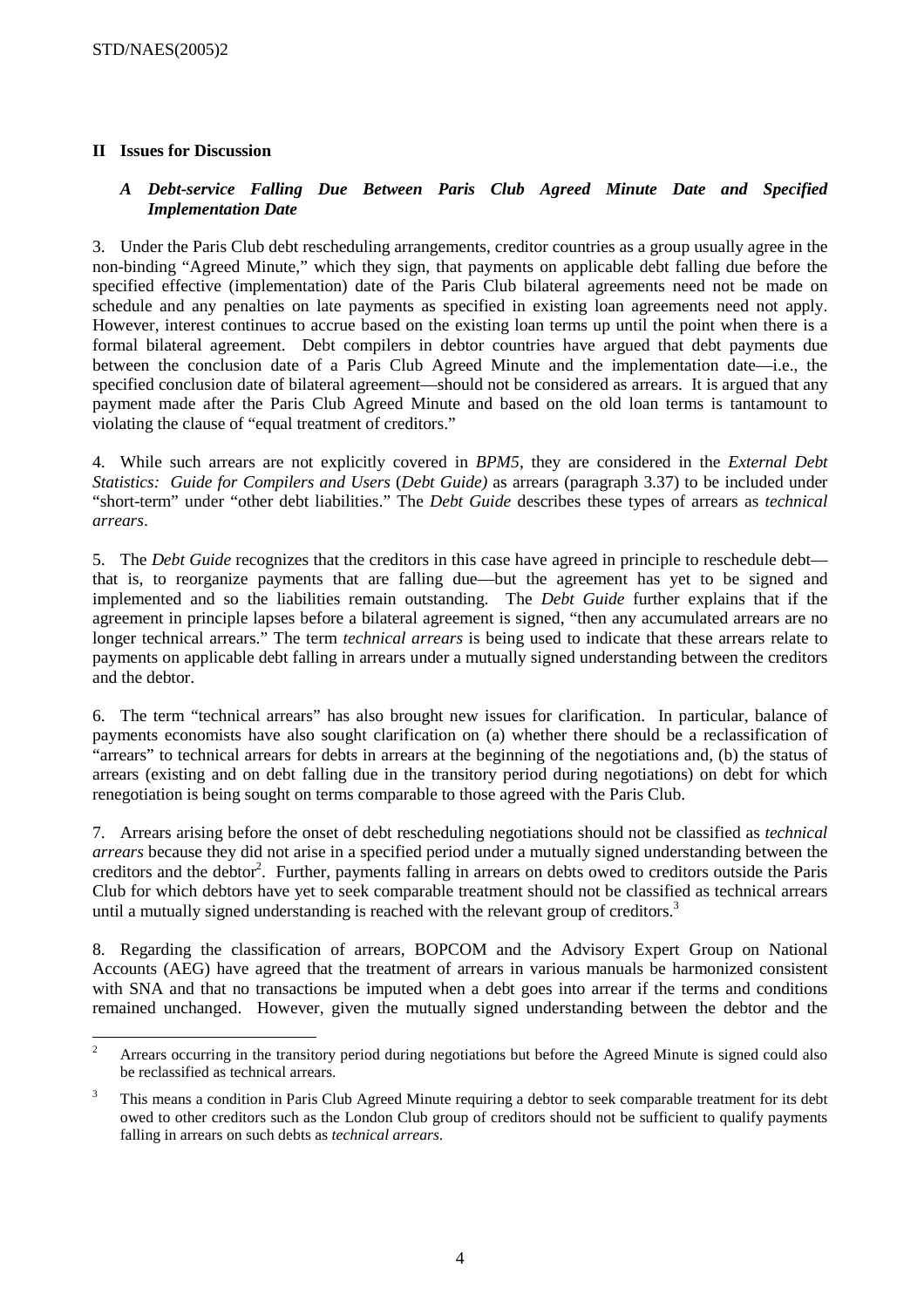## II Issues for Discussion

### *A Debt-service Falling Due Between Paris Club Agreed Minute Date and Specified Implementation Date*

3. Under the Paris Club debt rescheduling arrangements, creditor countries as a group usually agree in the non-binding "Agreed Minute," which they sign, that payments on applicable debt falling due before the specified effective (implementation) date of the Paris Club bilateral agreements need not be made on schedule and any penalties on late payments as specified in existing loan agreements need not apply. However, interest continues to accrue based on the existing loan terms up until the point when there is a formal bilateral agreement. Debt compilers in debtor countries have argued that debt payments due between the conclusion date of a Paris Club Agreed Minute and the implementation date—i.e., the specified conclusion date of bilateral agreement—should not be considered as arrears. It is argued that any payment made after the Paris Club Agreed Minute and based on the old loan terms is tantamount to violating the clause of "equal treatment of creditors."

4. While such arrears are not explicitly covered in *BPM5*, they are considered in the *External Debt Statistics: Guide for Compilers and Users* (*Debt Guide)* as arrears (paragraph 3.37) to be included under "short-term" under "other debt liabilities." The *Debt Guide* describes these types of arrears as *technical arrears*.

5. The *Debt Guide* recognizes that the creditors in this case have agreed in principle to reschedule debt—that is, to reorganize payments that are falling due—but the agreement has yet to be signed and implemented and so the liabilities remain outstanding. The *Debt Guide* further explains that if the agreement in principle lapses before a bilateral agreement is signed, "then any accumulated arrears are no longer technical arrears." The term *technical arrears* is being used to indicate that these arrears relate to payments on applicable debt falling in arrears under a mutually signed understanding between the creditors and the debtor.

6. The term "technical arrears" has also brought new issues for clarification. In particular, balance of payments economists have also sought clarification on (a) whether there should be a reclassification of "arrears" to technical arrears for debts in arrears at the beginning of the negotiations and, (b) the status of arrears (existing and on debt falling due in the transitory period during negotiations) on debt for which renegotiation is being sought on terms comparable to those agreed with the Paris Club.

7. Arrears arising before the onset of debt rescheduling negotiations should not be classified as *technical arrears* because they did not arise in a specified period under a mutually signed understanding between the creditors and the debtor[2]. Further, payments falling in arrears on debts owed to creditors outside the Paris Club for which debtors have yet to seek comparable treatment should not be classified as technical arrears until a mutually signed understanding is reached with the relevant group of creditors.[3]

8. Regarding the classification of arrears, BOPCOM and the Advisory Expert Group on National Accounts (AEG) have agreed that the treatment of arrears in various manuals be harmonized consistent with SNA and that no transactions be imputed when a debt goes into arrear if the terms and conditions remained unchanged. However, given the mutually signed understanding between the debtor and the

---

[2] Arrears occurring in the transitory period during negotiations but before the Agreed Minute is signed could also be reclassified as technical arrears.

[3] This means a condition in Paris Club Agreed Minute requiring a debtor to seek comparable treatment for its debt owed to other creditors such as the London Club group of creditors should not be sufficient to qualify payments falling in arrears on such debts as *technical arrears*.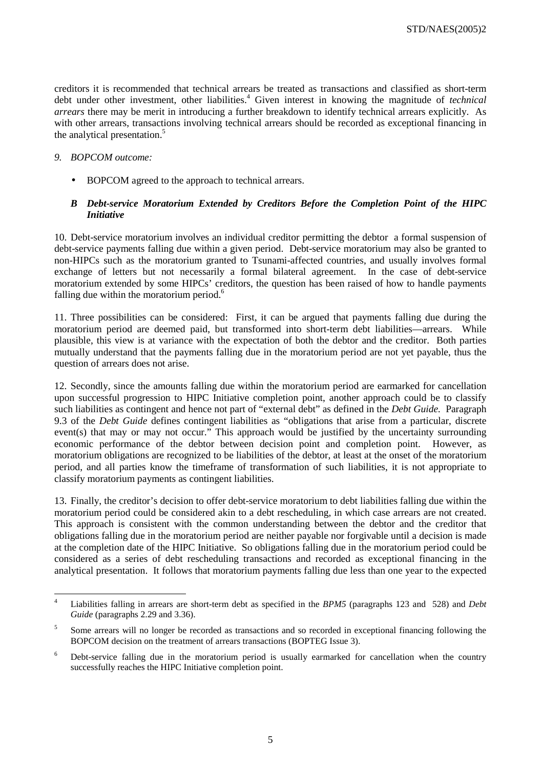creditors it is recommended that technical arrears be treated as transactions and classified as short-term debt under other investment, other liabilities.[4] Given interest in knowing the magnitude of *technical arrears* there may be merit in introducing a further breakdown to identify technical arrears explicitly. As with other arrears, transactions involving technical arrears should be recorded as exceptional financing in the analytical presentation.[5]

*9. BOPCOM outcome:*

- BOPCOM agreed to the approach to technical arrears.

### *B Debt-service Moratorium Extended by Creditors Before the Completion Point of the HIPC Initiative*

10. Debt-service moratorium involves an individual creditor permitting the debtor a formal suspension of debt-service payments falling due within a given period. Debt-service moratorium may also be granted to non-HIPCs such as the moratorium granted to Tsunami-affected countries, and usually involves formal exchange of letters but not necessarily a formal bilateral agreement. In the case of debt-service moratorium extended by some HIPCs' creditors, the question has been raised of how to handle payments falling due within the moratorium period.[6]

11. Three possibilities can be considered: First, it can be argued that payments falling due during the moratorium period are deemed paid, but transformed into short-term debt liabilities—arrears. While plausible, this view is at variance with the expectation of both the debtor and the creditor. Both parties mutually understand that the payments falling due in the moratorium period are not yet payable, thus the question of arrears does not arise.

12. Secondly, since the amounts falling due within the moratorium period are earmarked for cancellation upon successful progression to HIPC Initiative completion point, another approach could be to classify such liabilities as contingent and hence not part of "external debt" as defined in the *Debt Guide.* Paragraph 9.3 of the *Debt Guide* defines contingent liabilities as "obligations that arise from a particular, discrete event(s) that may or may not occur." This approach would be justified by the uncertainty surrounding economic performance of the debtor between decision point and completion point. However, as moratorium obligations are recognized to be liabilities of the debtor, at least at the onset of the moratorium period, and all parties know the timeframe of transformation of such liabilities, it is not appropriate to classify moratorium payments as contingent liabilities.

13. Finally, the creditor's decision to offer debt-service moratorium to debt liabilities falling due within the moratorium period could be considered akin to a debt rescheduling, in which case arrears are not created. This approach is consistent with the common understanding between the debtor and the creditor that obligations falling due in the moratorium period are neither payable nor forgivable until a decision is made at the completion date of the HIPC Initiative. So obligations falling due in the moratorium period could be considered as a series of debt rescheduling transactions and recorded as exceptional financing in the analytical presentation. It follows that moratorium payments falling due less than one year to the expected

---

[4] Liabilities falling in arrears are short-term debt as specified in the *BPM5* (paragraphs 123 and 528) and *Debt Guide* (paragraphs 2.29 and 3.36).

[5] Some arrears will no longer be recorded as transactions and so recorded in exceptional financing following the BOPCOM decision on the treatment of arrears transactions (BOPTEG Issue 3).

[6] Debt-service falling due in the moratorium period is usually earmarked for cancellation when the country successfully reaches the HIPC Initiative completion point.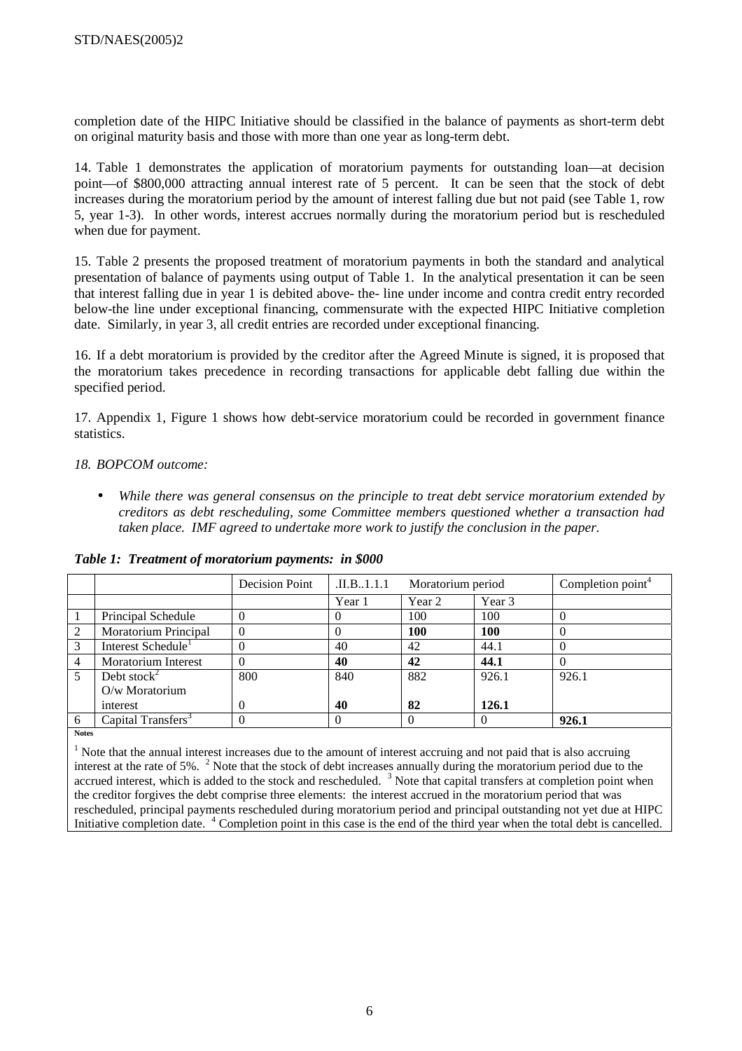completion date of the HIPC Initiative should be classified in the balance of payments as short-term debt on original maturity basis and those with more than one year as long-term debt.

14. Table 1 demonstrates the application of moratorium payments for outstanding loan—at decision point—of \$800,000 attracting annual interest rate of 5 percent. It can be seen that the stock of debt increases during the moratorium period by the amount of interest falling due but not paid (see Table 1, row 5, year 1-3). In other words, interest accrues normally during the moratorium period but is rescheduled when due for payment.

15. Table 2 presents the proposed treatment of moratorium payments in both the standard and analytical presentation of balance of payments using output of Table 1. In the analytical presentation it can be seen that interest falling due in year 1 is debited above- the- line under income and contra credit entry recorded below-the line under exceptional financing, commensurate with the expected HIPC Initiative completion date. Similarly, in year 3, all credit entries are recorded under exceptional financing.

16. If a debt moratorium is provided by the creditor after the Agreed Minute is signed, it is proposed that the moratorium takes precedence in recording transactions for applicable debt falling due within the specified period.

17. Appendix 1, Figure 1 shows how debt-service moratorium could be recorded in government finance statistics.

*18. BOPCOM outcome:*

- *While there was general consensus on the principle to treat debt service moratorium extended by creditors as debt rescheduling, some Committee members questioned whether a transaction had taken place. IMF agreed to undertake more work to justify the conclusion in the paper.*

***Table 1: Treatment of moratorium payments: in \$000***

| | | Decision Point | .II.B..1.1.1 Moratorium period | | | Completion point[4] |
|---|---|---|---|---|---|---|
| | | | Year 1 | Year 2 | Year 3 | |
| 1 | Principal Schedule | 0 | 0 | 100 | 100 | 0 |
| 2 | Moratorium Principal | 0 | 0 | **100** | **100** | 0 |
| 3 | Interest Schedule[1] | 0 | 40 | 42 | 44.1 | 0 |
| 4 | Moratorium Interest | 0 | **40** | **42** | **44.1** | 0 |
| 5 | Debt stock[2] | 800 | 840 | 882 | 926.1 | 926.1 |
| | O/w Moratorium interest | 0 | **40** | **82** | **126.1** | |
| 6 | Capital Transfers[3] | 0 | 0 | 0 | 0 | **926.1** |

**Notes**

[1] Note that the annual interest increases due to the amount of interest accruing and not paid that is also accruing interest at the rate of 5%. [2] Note that the stock of debt increases annually during the moratorium period due to the accrued interest, which is added to the stock and rescheduled. [3] Note that capital transfers at completion point when the creditor forgives the debt comprise three elements: the interest accrued in the moratorium period that was rescheduled, principal payments rescheduled during moratorium period and principal outstanding not yet due at HIPC Initiative completion date. [4] Completion point in this case is the end of the third year when the total debt is cancelled.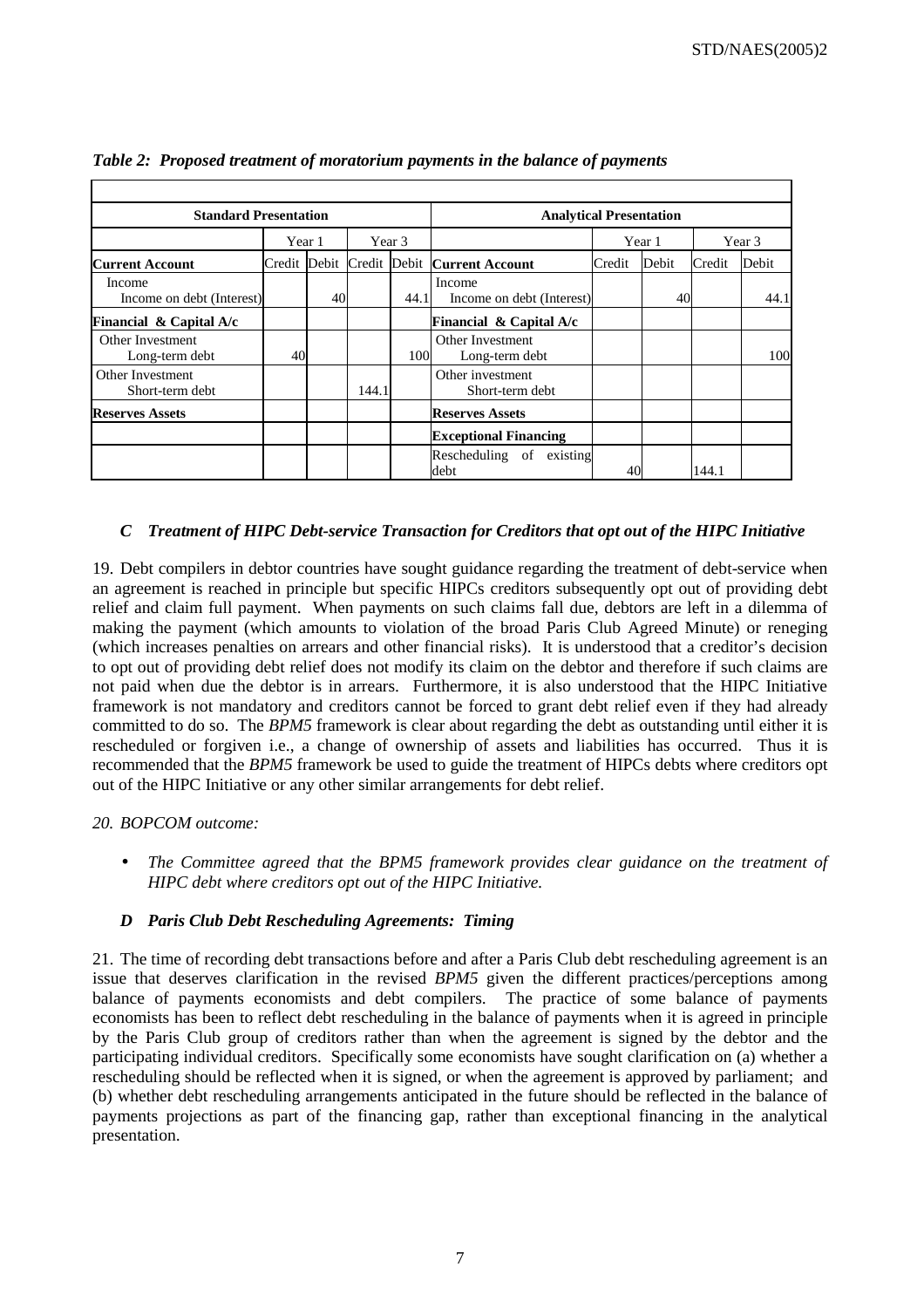*Table 2: Proposed treatment of moratorium payments in the balance of payments*

| Standard Presentation | | | | | Analytical Presentation | | | | |
|---|---|---|---|---|---|---|---|---|---|
| | Year 1 | | Year 3 | | | Year 1 | | Year 3 | |
| **Current Account** | Credit | Debit | Credit | Debit | **Current Account** | Credit | Debit | Credit | Debit |
| Income<br>Income on debt (Interest) | | 40 | | 44.1 | Income<br>Income on debt (Interest) | | 40 | | 44.1 |
| **Financial & Capital A/c** | | | | | **Financial & Capital A/c** | | | | |
| Other Investment<br>Long-term debt | 40 | | | 100 | Other Investment<br>Long-term debt | | | | 100 |
| Other Investment<br>Short-term debt | | | 144.1 | | Other investment<br>Short-term debt | | | | |
| **Reserves Assets** | | | | | **Reserves Assets** | | | | |
| | | | | | **Exceptional Financing** | | | | |
| | | | | | Rescheduling of existing debt | 40 | | 144.1 | |

### *C Treatment of HIPC Debt-service Transaction for Creditors that opt out of the HIPC Initiative*

19. Debt compilers in debtor countries have sought guidance regarding the treatment of debt-service when an agreement is reached in principle but specific HIPCs creditors subsequently opt out of providing debt relief and claim full payment. When payments on such claims fall due, debtors are left in a dilemma of making the payment (which amounts to violation of the broad Paris Club Agreed Minute) or reneging (which increases penalties on arrears and other financial risks). It is understood that a creditor's decision to opt out of providing debt relief does not modify its claim on the debtor and therefore if such claims are not paid when due the debtor is in arrears. Furthermore, it is also understood that the HIPC Initiative framework is not mandatory and creditors cannot be forced to grant debt relief even if they had already committed to do so. The *BPM5* framework is clear about regarding the debt as outstanding until either it is rescheduled or forgiven i.e., a change of ownership of assets and liabilities has occurred. Thus it is recommended that the *BPM5* framework be used to guide the treatment of HIPCs debts where creditors opt out of the HIPC Initiative or any other similar arrangements for debt relief.

*20. BOPCOM outcome:*

- *The Committee agreed that the BPM5 framework provides clear guidance on the treatment of HIPC debt where creditors opt out of the HIPC Initiative.*

### *D Paris Club Debt Rescheduling Agreements: Timing*

21. The time of recording debt transactions before and after a Paris Club debt rescheduling agreement is an issue that deserves clarification in the revised *BPM5* given the different practices/perceptions among balance of payments economists and debt compilers. The practice of some balance of payments economists has been to reflect debt rescheduling in the balance of payments when it is agreed in principle by the Paris Club group of creditors rather than when the agreement is signed by the debtor and the participating individual creditors. Specifically some economists have sought clarification on (a) whether a rescheduling should be reflected when it is signed, or when the agreement is approved by parliament; and (b) whether debt rescheduling arrangements anticipated in the future should be reflected in the balance of payments projections as part of the financing gap, rather than exceptional financing in the analytical presentation.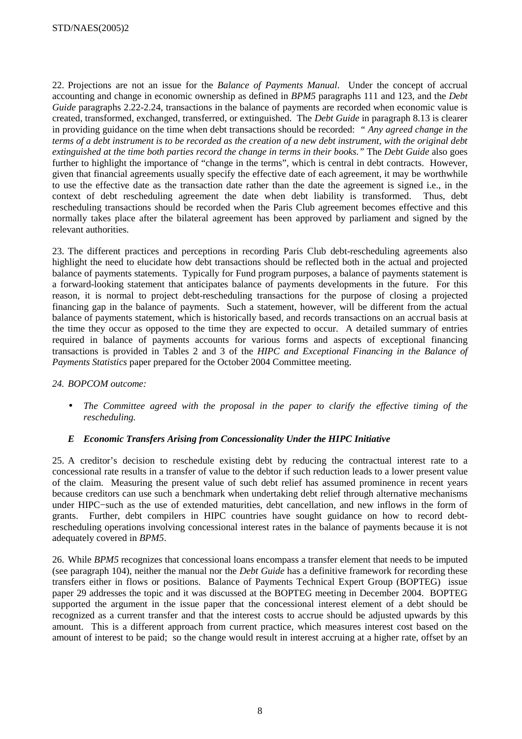22. Projections are not an issue for the *Balance of Payments Manual*. Under the concept of accrual accounting and change in economic ownership as defined in *BPM5* paragraphs 111 and 123, and the *Debt Guide* paragraphs 2.22-2.24, transactions in the balance of payments are recorded when economic value is created, transformed, exchanged, transferred, or extinguished. The *Debt Guide* in paragraph 8.13 is clearer in providing guidance on the time when debt transactions should be recorded: *" Any agreed change in the terms of a debt instrument is to be recorded as the creation of a new debt instrument, with the original debt extinguished at the time both parties record the change in terms in their books."* The *Debt Guide* also goes further to highlight the importance of "change in the terms", which is central in debt contracts. However, given that financial agreements usually specify the effective date of each agreement, it may be worthwhile to use the effective date as the transaction date rather than the date the agreement is signed i.e., in the context of debt rescheduling agreement the date when debt liability is transformed. Thus, debt rescheduling transactions should be recorded when the Paris Club agreement becomes effective and this normally takes place after the bilateral agreement has been approved by parliament and signed by the relevant authorities.

23. The different practices and perceptions in recording Paris Club debt-rescheduling agreements also highlight the need to elucidate how debt transactions should be reflected both in the actual and projected balance of payments statements. Typically for Fund program purposes, a balance of payments statement is a forward-looking statement that anticipates balance of payments developments in the future. For this reason, it is normal to project debt-rescheduling transactions for the purpose of closing a projected financing gap in the balance of payments. Such a statement, however, will be different from the actual balance of payments statement, which is historically based, and records transactions on an accrual basis at the time they occur as opposed to the time they are expected to occur. A detailed summary of entries required in balance of payments accounts for various forms and aspects of exceptional financing transactions is provided in Tables 2 and 3 of the *HIPC and Exceptional Financing in the Balance of Payments Statistics* paper prepared for the October 2004 Committee meeting.

*24. BOPCOM outcome:*

- *The Committee agreed with the proposal in the paper to clarify the effective timing of the rescheduling.*

### *E Economic Transfers Arising from Concessionality Under the HIPC Initiative*

25. A creditor's decision to reschedule existing debt by reducing the contractual interest rate to a concessional rate results in a transfer of value to the debtor if such reduction leads to a lower present value of the claim. Measuring the present value of such debt relief has assumed prominence in recent years because creditors can use such a benchmark when undertaking debt relief through alternative mechanisms under HIPC−such as the use of extended maturities, debt cancellation, and new inflows in the form of grants. Further, debt compilers in HIPC countries have sought guidance on how to record debt-rescheduling operations involving concessional interest rates in the balance of payments because it is not adequately covered in *BPM5*.

26. While *BPM5* recognizes that concessional loans encompass a transfer element that needs to be imputed (see paragraph 104), neither the manual nor the *Debt Guide* has a definitive framework for recording these transfers either in flows or positions. Balance of Payments Technical Expert Group (BOPTEG) issue paper 29 addresses the topic and it was discussed at the BOPTEG meeting in December 2004. BOPTEG supported the argument in the issue paper that the concessional interest element of a debt should be recognized as a current transfer and that the interest costs to accrue should be adjusted upwards by this amount. This is a different approach from current practice, which measures interest cost based on the amount of interest to be paid; so the change would result in interest accruing at a higher rate, offset by an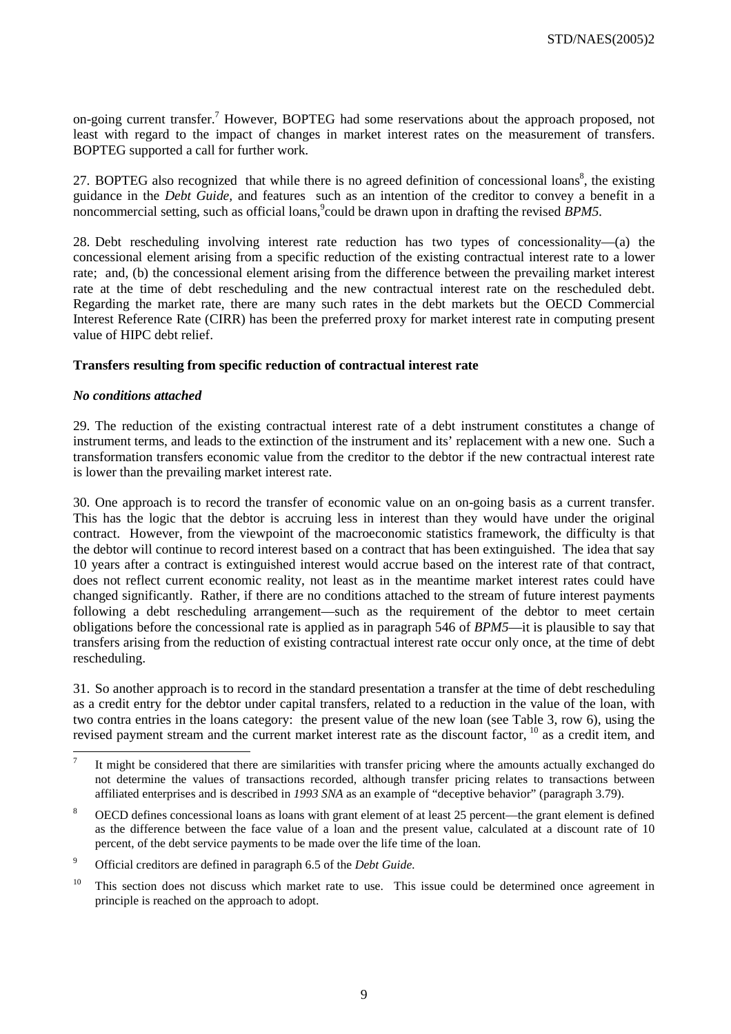on-going current transfer.[7] However, BOPTEG had some reservations about the approach proposed, not least with regard to the impact of changes in market interest rates on the measurement of transfers. BOPTEG supported a call for further work.

27. BOPTEG also recognized that while there is no agreed definition of concessional loans[8], the existing guidance in the *Debt Guide,* and features such as an intention of the creditor to convey a benefit in a noncommercial setting, such as official loans,[9] could be drawn upon in drafting the revised *BPM5*.

28. Debt rescheduling involving interest rate reduction has two types of concessionality—(a) the concessional element arising from a specific reduction of the existing contractual interest rate to a lower rate; and, (b) the concessional element arising from the difference between the prevailing market interest rate at the time of debt rescheduling and the new contractual interest rate on the rescheduled debt. Regarding the market rate, there are many such rates in the debt markets but the OECD Commercial Interest Reference Rate (CIRR) has been the preferred proxy for market interest rate in computing present value of HIPC debt relief.

**Transfers resulting from specific reduction of contractual interest rate**

***No conditions attached***

29. The reduction of the existing contractual interest rate of a debt instrument constitutes a change of instrument terms, and leads to the extinction of the instrument and its' replacement with a new one. Such a transformation transfers economic value from the creditor to the debtor if the new contractual interest rate is lower than the prevailing market interest rate.

30. One approach is to record the transfer of economic value on an on-going basis as a current transfer. This has the logic that the debtor is accruing less in interest than they would have under the original contract. However, from the viewpoint of the macroeconomic statistics framework, the difficulty is that the debtor will continue to record interest based on a contract that has been extinguished. The idea that say 10 years after a contract is extinguished interest would accrue based on the interest rate of that contract, does not reflect current economic reality, not least as in the meantime market interest rates could have changed significantly. Rather, if there are no conditions attached to the stream of future interest payments following a debt rescheduling arrangement—such as the requirement of the debtor to meet certain obligations before the concessional rate is applied as in paragraph 546 of *BPM5*—it is plausible to say that transfers arising from the reduction of existing contractual interest rate occur only once, at the time of debt rescheduling.

31. So another approach is to record in the standard presentation a transfer at the time of debt rescheduling as a credit entry for the debtor under capital transfers, related to a reduction in the value of the loan, with two contra entries in the loans category: the present value of the new loan (see Table 3, row 6), using the revised payment stream and the current market interest rate as the discount factor, [10] as a credit item, and

---

[7] It might be considered that there are similarities with transfer pricing where the amounts actually exchanged do not determine the values of transactions recorded, although transfer pricing relates to transactions between affiliated enterprises and is described in *1993 SNA* as an example of "deceptive behavior" (paragraph 3.79).

[8] OECD defines concessional loans as loans with grant element of at least 25 percent—the grant element is defined as the difference between the face value of a loan and the present value, calculated at a discount rate of 10 percent, of the debt service payments to be made over the life time of the loan.

[9] Official creditors are defined in paragraph 6.5 of the *Debt Guide.*

[10] This section does not discuss which market rate to use. This issue could be determined once agreement in principle is reached on the approach to adopt.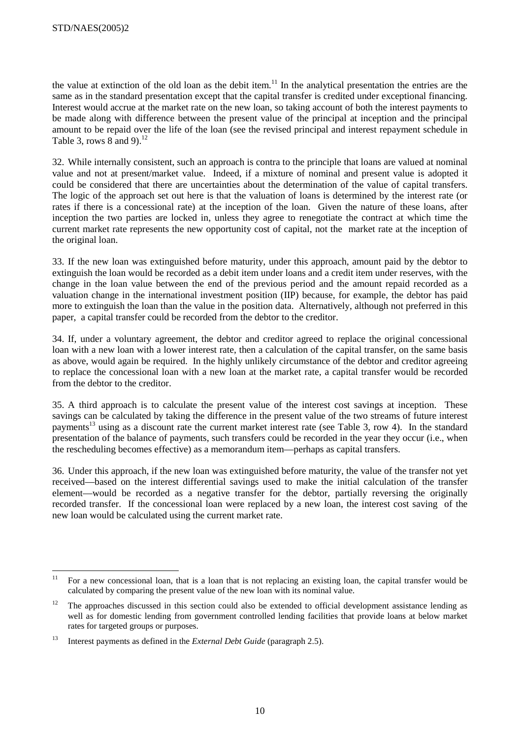the value at extinction of the old loan as the debit item.[11] In the analytical presentation the entries are the same as in the standard presentation except that the capital transfer is credited under exceptional financing. Interest would accrue at the market rate on the new loan, so taking account of both the interest payments to be made along with difference between the present value of the principal at inception and the principal amount to be repaid over the life of the loan (see the revised principal and interest repayment schedule in Table 3, rows 8 and 9).[12]

32. While internally consistent, such an approach is contra to the principle that loans are valued at nominal value and not at present/market value. Indeed, if a mixture of nominal and present value is adopted it could be considered that there are uncertainties about the determination of the value of capital transfers. The logic of the approach set out here is that the valuation of loans is determined by the interest rate (or rates if there is a concessional rate) at the inception of the loan. Given the nature of these loans, after inception the two parties are locked in, unless they agree to renegotiate the contract at which time the current market rate represents the new opportunity cost of capital, not the market rate at the inception of the original loan.

33. If the new loan was extinguished before maturity, under this approach, amount paid by the debtor to extinguish the loan would be recorded as a debit item under loans and a credit item under reserves, with the change in the loan value between the end of the previous period and the amount repaid recorded as a valuation change in the international investment position (IIP) because, for example, the debtor has paid more to extinguish the loan than the value in the position data. Alternatively, although not preferred in this paper, a capital transfer could be recorded from the debtor to the creditor.

34. If, under a voluntary agreement, the debtor and creditor agreed to replace the original concessional loan with a new loan with a lower interest rate, then a calculation of the capital transfer, on the same basis as above, would again be required. In the highly unlikely circumstance of the debtor and creditor agreeing to replace the concessional loan with a new loan at the market rate, a capital transfer would be recorded from the debtor to the creditor.

35. A third approach is to calculate the present value of the interest cost savings at inception. These savings can be calculated by taking the difference in the present value of the two streams of future interest payments[13] using as a discount rate the current market interest rate (see Table 3, row 4). In the standard presentation of the balance of payments, such transfers could be recorded in the year they occur (i.e., when the rescheduling becomes effective) as a memorandum item—perhaps as capital transfers.

36. Under this approach, if the new loan was extinguished before maturity, the value of the transfer not yet received—based on the interest differential savings used to make the initial calculation of the transfer element—would be recorded as a negative transfer for the debtor, partially reversing the originally recorded transfer. If the concessional loan were replaced by a new loan, the interest cost saving of the new loan would be calculated using the current market rate.

---

[11] For a new concessional loan, that is a loan that is not replacing an existing loan, the capital transfer would be calculated by comparing the present value of the new loan with its nominal value.

[12] The approaches discussed in this section could also be extended to official development assistance lending as well as for domestic lending from government controlled lending facilities that provide loans at below market rates for targeted groups or purposes.

[13] Interest payments as defined in the *External Debt Guide* (paragraph 2.5).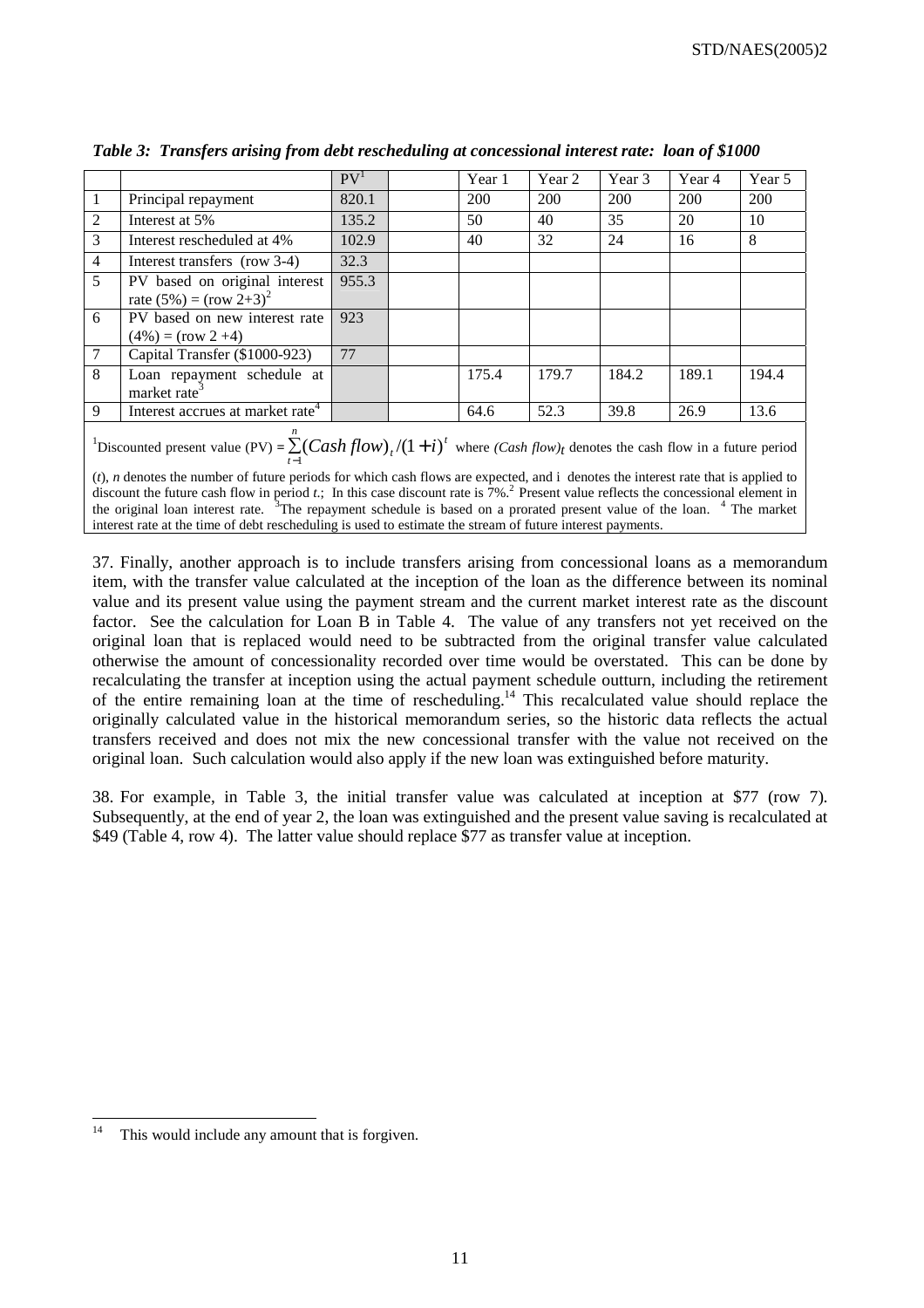*Table 3: Transfers arising from debt rescheduling at concessional interest rate: loan of $1000*

| | | PV[1] | | Year 1 | Year 2 | Year 3 | Year 4 | Year 5 |
|---|---|---|---|---|---|---|---|---|
| 1 | Principal repayment | 820.1 | | 200 | 200 | 200 | 200 | 200 |
| 2 | Interest at 5% | 135.2 | | 50 | 40 | 35 | 20 | 10 |
| 3 | Interest rescheduled at 4% | 102.9 | | 40 | 32 | 24 | 16 | 8 |
| 4 | Interest transfers (row 3-4) | 32.3 | | | | | | |
| 5 | PV based on original interest rate (5%) = (row 2+3)[2] | 955.3 | | | | | | |
| 6 | PV based on new interest rate (4%) = (row 2 +4) | 923 | | | | | | |
| 7 | Capital Transfer ($1000-923) | 77 | | | | | | |
| 8 | Loan repayment schedule at market rate[3] | | | 175.4 | 179.7 | 184.2 | 189.1 | 194.4 |
| 9 | Interest accrues at market rate[4] | | | 64.6 | 52.3 | 39.8 | 26.9 | 13.6 |

[1]Discounted present value (PV) = $\sum_{t=1}^{n}(Cash\ flow)_t/(1+i)^t$ where *(Cash flow)t* denotes the cash flow in a future period (*t*), *n* denotes the number of future periods for which cash flows are expected, and i denotes the interest rate that is applied to discount the future cash flow in period *t*.; In this case discount rate is 7%.[2] Present value reflects the concessional element in the original loan interest rate. [3]The repayment schedule is based on a prorated present value of the loan. [4] The market interest rate at the time of debt rescheduling is used to estimate the stream of future interest payments.

37. Finally, another approach is to include transfers arising from concessional loans as a memorandum item, with the transfer value calculated at the inception of the loan as the difference between its nominal value and its present value using the payment stream and the current market interest rate as the discount factor. See the calculation for Loan B in Table 4. The value of any transfers not yet received on the original loan that is replaced would need to be subtracted from the original transfer value calculated otherwise the amount of concessionality recorded over time would be overstated. This can be done by recalculating the transfer at inception using the actual payment schedule outturn, including the retirement of the entire remaining loan at the time of rescheduling.[14] This recalculated value should replace the originally calculated value in the historical memorandum series, so the historic data reflects the actual transfers received and does not mix the new concessional transfer with the value not received on the original loan. Such calculation would also apply if the new loan was extinguished before maturity.

38. For example, in Table 3, the initial transfer value was calculated at inception at $77 (row 7). Subsequently, at the end of year 2, the loan was extinguished and the present value saving is recalculated at $49 (Table 4, row 4). The latter value should replace $77 as transfer value at inception.

[14] This would include any amount that is forgiven.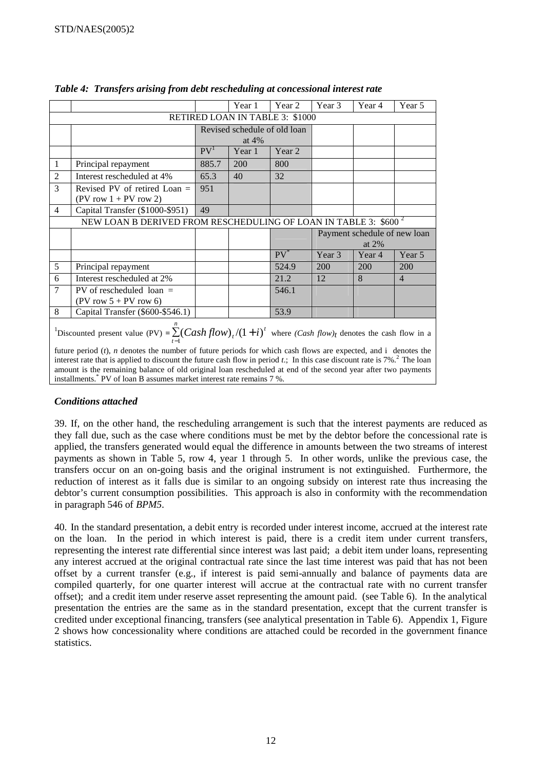*Table 4: Transfers arising from debt rescheduling at concessional interest rate*

| | | | Year 1 | Year 2 | Year 3 | Year 4 | Year 5 |
|---|---|---|---|---|---|---|---|
| RETIRED LOAN IN TABLE 3: $1000 | | | | | | | |
| | | Revised schedule of old loan at 4% | | | | | |
| | | PV[1] | Year 1 | Year 2 | | | |
| 1 | Principal repayment | 885.7 | 200 | 800 | | | |
| 2 | Interest rescheduled at 4% | 65.3 | 40 | 32 | | | |
| 3 | Revised PV of retired Loan = (PV row 1 + PV row 2) | 951 | | | | | |
| 4 | Capital Transfer ($1000-$951) | 49 | | | | | |
| NEW LOAN B DERIVED FROM RESCHEDULING OF LOAN IN TABLE 3: $600 [2] | | | | | | | |
| | | | | | Payment schedule of new loan at 2% | | |
| | | | | PV* | Year 3 | Year 4 | Year 5 |
| 5 | Principal repayment | | | 524.9 | 200 | 200 | 200 |
| 6 | Interest rescheduled at 2% | | | 21.2 | 12 | 8 | 4 |
| 7 | PV of rescheduled loan = (PV row 5 + PV row 6) | | | 546.1 | | | |
| 8 | Capital Transfer ($600-$546.1) | | | 53.9 | | | |

[1]Discounted present value (PV) = $\sum_{t=1}^{n}(Cash\ flow)_t/(1+i)^t$ where *(Cash flow)$_t$* denotes the cash flow in a future period (*t*), *n* denotes the number of future periods for which cash flows are expected, and i denotes the interest rate that is applied to discount the future cash flow in period *t*.; In this case discount rate is 7%.[2] The loan amount is the remaining balance of old original loan rescheduled at end of the second year after two payments installments.* PV of loan B assumes market interest rate remains 7 %.

### *Conditions attached*

39. If, on the other hand, the rescheduling arrangement is such that the interest payments are reduced as they fall due, such as the case where conditions must be met by the debtor before the concessional rate is applied, the transfers generated would equal the difference in amounts between the two streams of interest payments as shown in Table 5, row 4, year 1 through 5. In other words, unlike the previous case, the transfers occur on an on-going basis and the original instrument is not extinguished. Furthermore, the reduction of interest as it falls due is similar to an ongoing subsidy on interest rate thus increasing the debtor's current consumption possibilities. This approach is also in conformity with the recommendation in paragraph 546 of *BPM5*.

40. In the standard presentation, a debit entry is recorded under interest income, accrued at the interest rate on the loan. In the period in which interest is paid, there is a credit item under current transfers, representing the interest rate differential since interest was last paid; a debit item under loans, representing any interest accrued at the original contractual rate since the last time interest was paid that has not been offset by a current transfer (e.g., if interest is paid semi-annually and balance of payments data are compiled quarterly, for one quarter interest will accrue at the contractual rate with no current transfer offset); and a credit item under reserve asset representing the amount paid. (see Table 6). In the analytical presentation the entries are the same as in the standard presentation, except that the current transfer is credited under exceptional financing, transfers (see analytical presentation in Table 6). Appendix 1, Figure 2 shows how concessionality where conditions are attached could be recorded in the government finance statistics.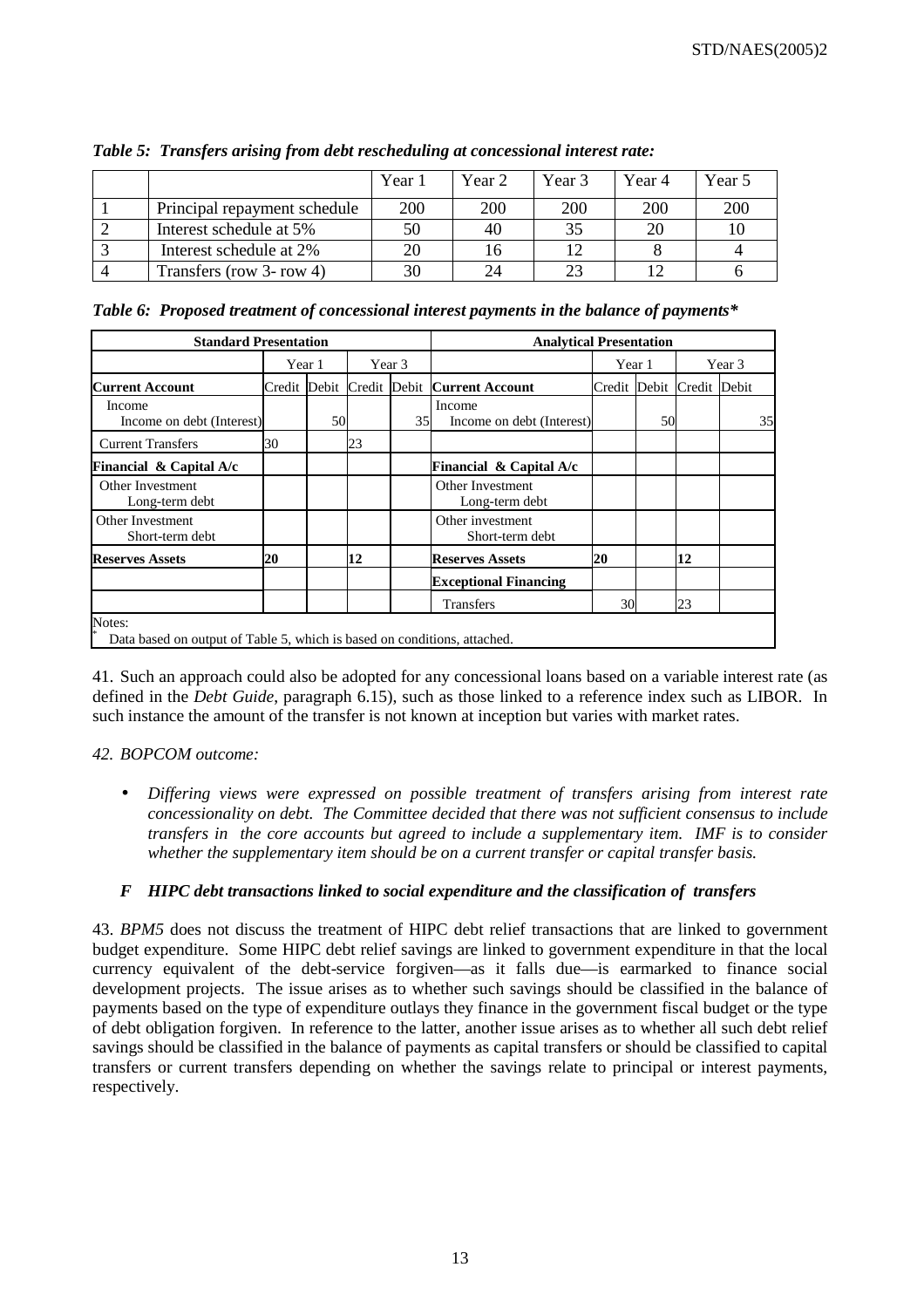*Table 5: Transfers arising from debt rescheduling at concessional interest rate:*

| | | Year 1 | Year 2 | Year 3 | Year 4 | Year 5 |
|---|---|---|---|---|---|---|
| 1 | Principal repayment schedule | 200 | 200 | 200 | 200 | 200 |
| 2 | Interest schedule at 5% | 50 | 40 | 35 | 20 | 10 |
| 3 | Interest schedule at 2% | 20 | 16 | 12 | 8 | 4 |
| 4 | Transfers (row 3- row 4) | 30 | 24 | 23 | 12 | 6 |

*Table 6: Proposed treatment of concessional interest payments in the balance of payments**

| Standard Presentation | | | | | Analytical Presentation | | | | |
|---|---|---|---|---|---|---|---|---|---|
| | Year 1 | | Year 3 | | | Year 1 | | Year 3 | |
| **Current Account** | Credit | Debit | Credit | Debit | **Current Account** | Credit | Debit | Credit | Debit |
| Income<br>Income on debt (Interest) | | 50 | | 35 | Income<br>Income on debt (Interest) | | 50 | | 35 |
| Current Transfers | 30 | | 23 | | | | | | |
| **Financial & Capital A/c** | | | | | **Financial & Capital A/c** | | | | |
| Other Investment<br>Long-term debt | | | | | Other Investment<br>Long-term debt | | | | |
| Other Investment<br>Short-term debt | | | | | Other investment<br>Short-term debt | | | | |
| **Reserves Assets** | **20** | | **12** | | **Reserves Assets** | **20** | | **12** | |
| | | | | | **Exceptional Financing** | | | | |
| | | | | | Transfers | 30 | | 23 | |

Notes:
* Data based on output of Table 5, which is based on conditions, attached.

41. Such an approach could also be adopted for any concessional loans based on a variable interest rate (as defined in the *Debt Guide*, paragraph 6.15), such as those linked to a reference index such as LIBOR. In such instance the amount of the transfer is not known at inception but varies with market rates.

*42. BOPCOM outcome:*

- *Differing views were expressed on possible treatment of transfers arising from interest rate concessionality on debt. The Committee decided that there was not sufficient consensus to include transfers in the core accounts but agreed to include a supplementary item. IMF is to consider whether the supplementary item should be on a current transfer or capital transfer basis.*

### *F HIPC debt transactions linked to social expenditure and the classification of transfers*

43. *BPM5* does not discuss the treatment of HIPC debt relief transactions that are linked to government budget expenditure. Some HIPC debt relief savings are linked to government expenditure in that the local currency equivalent of the debt-service forgiven—as it falls due—is earmarked to finance social development projects. The issue arises as to whether such savings should be classified in the balance of payments based on the type of expenditure outlays they finance in the government fiscal budget or the type of debt obligation forgiven. In reference to the latter, another issue arises as to whether all such debt relief savings should be classified in the balance of payments as capital transfers or should be classified to capital transfers or current transfers depending on whether the savings relate to principal or interest payments, respectively.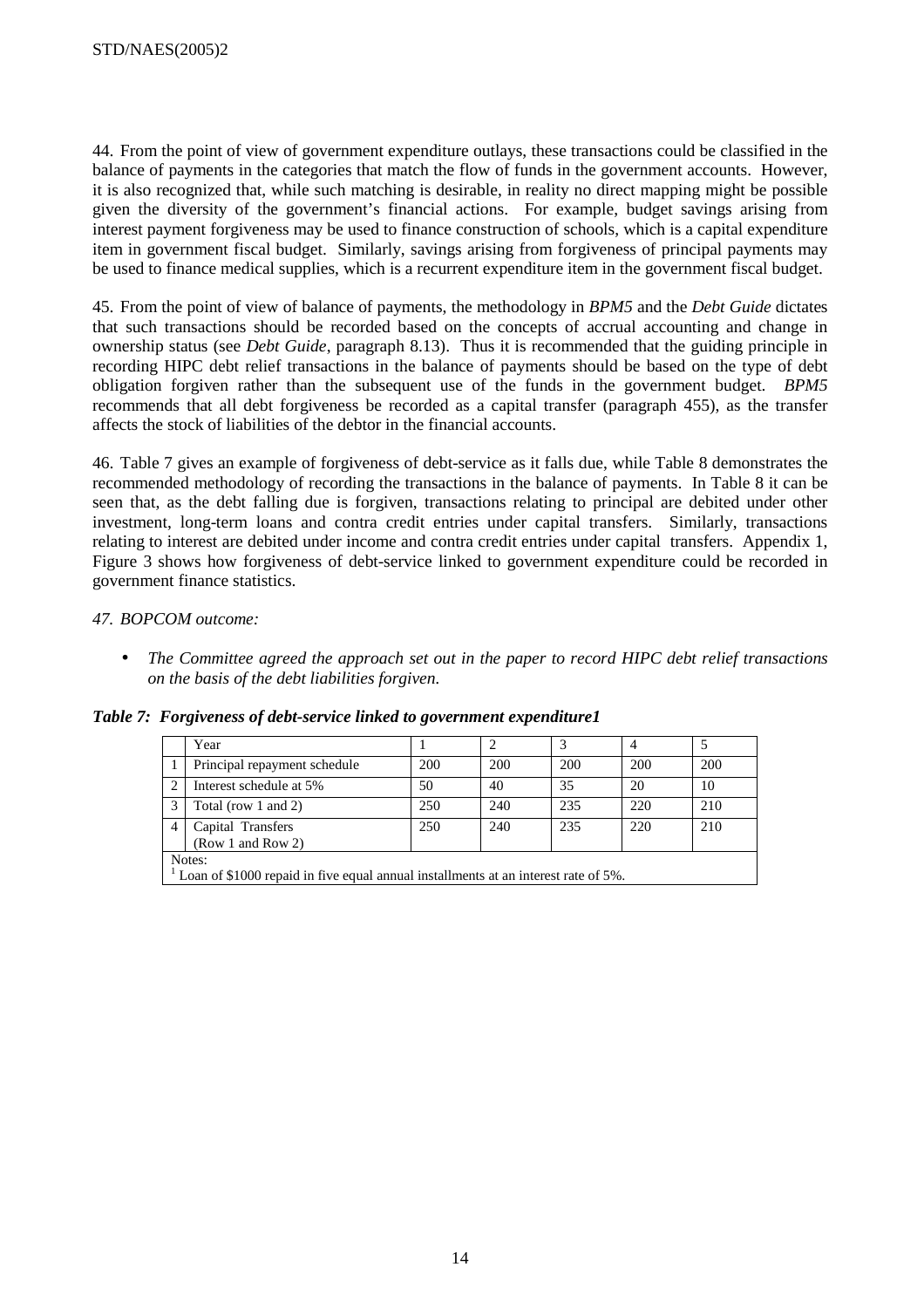44. From the point of view of government expenditure outlays, these transactions could be classified in the balance of payments in the categories that match the flow of funds in the government accounts. However, it is also recognized that, while such matching is desirable, in reality no direct mapping might be possible given the diversity of the government's financial actions. For example, budget savings arising from interest payment forgiveness may be used to finance construction of schools, which is a capital expenditure item in government fiscal budget. Similarly, savings arising from forgiveness of principal payments may be used to finance medical supplies, which is a recurrent expenditure item in the government fiscal budget.

45. From the point of view of balance of payments, the methodology in *BPM5* and the *Debt Guide* dictates that such transactions should be recorded based on the concepts of accrual accounting and change in ownership status (see *Debt Guide*, paragraph 8.13). Thus it is recommended that the guiding principle in recording HIPC debt relief transactions in the balance of payments should be based on the type of debt obligation forgiven rather than the subsequent use of the funds in the government budget. *BPM5* recommends that all debt forgiveness be recorded as a capital transfer (paragraph 455), as the transfer affects the stock of liabilities of the debtor in the financial accounts.

46. Table 7 gives an example of forgiveness of debt-service as it falls due, while Table 8 demonstrates the recommended methodology of recording the transactions in the balance of payments. In Table 8 it can be seen that, as the debt falling due is forgiven, transactions relating to principal are debited under other investment, long-term loans and contra credit entries under capital transfers. Similarly, transactions relating to interest are debited under income and contra credit entries under capital transfers. Appendix 1, Figure 3 shows how forgiveness of debt-service linked to government expenditure could be recorded in government finance statistics.

*47. BOPCOM outcome:*

- *The Committee agreed the approach set out in the paper to record HIPC debt relief transactions on the basis of the debt liabilities forgiven.*

***Table 7: Forgiveness of debt-service linked to government expenditure1***

| | Year | 1 | 2 | 3 | 4 | 5 |
|---|---|---|---|---|---|---|
| 1 | Principal repayment schedule | 200 | 200 | 200 | 200 | 200 |
| 2 | Interest schedule at 5% | 50 | 40 | 35 | 20 | 10 |
| 3 | Total (row 1 and 2) | 250 | 240 | 235 | 220 | 210 |
| 4 | Capital Transfers (Row 1 and Row 2) | 250 | 240 | 235 | 220 | 210 |

Notes:
[1] Loan of $1000 repaid in five equal annual installments at an interest rate of 5%.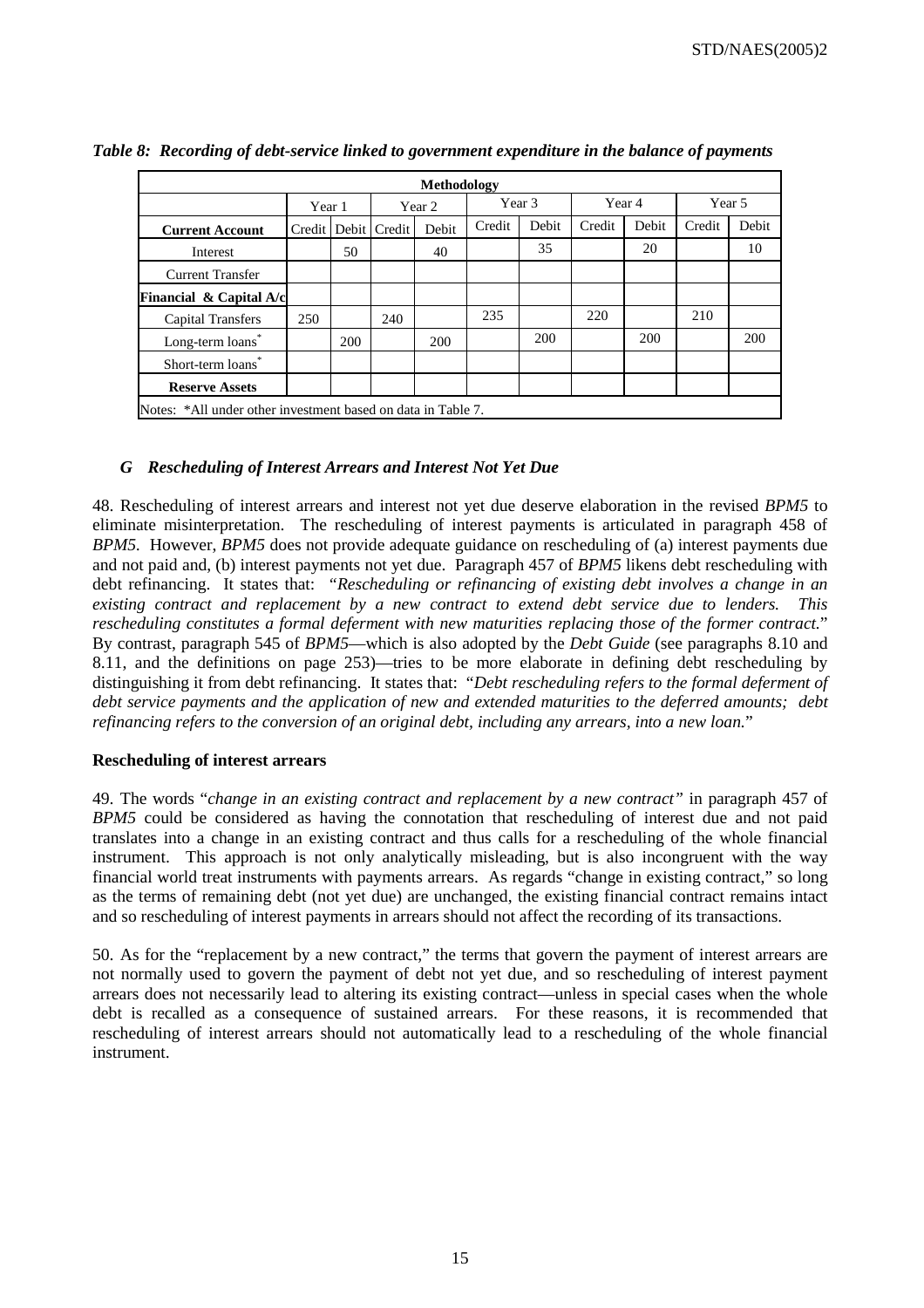*Table 8: Recording of debt-service linked to government expenditure in the balance of payments*

| Methodology | | | | | | | | | | |
|---|---|---|---|---|---|---|---|---|---|---|
| | Year 1 | | Year 2 | | Year 3 | | Year 4 | | Year 5 | |
| **Current Account** | Credit | Debit | Credit | Debit | Credit | Debit | Credit | Debit | Credit | Debit |
| Interest | | 50 | | 40 | | 35 | | 20 | | 10 |
| Current Transfer | | | | | | | | | | |
| **Financial & Capital A/c** | | | | | | | | | | |
| Capital Transfers | 250 | | 240 | | 235 | | 220 | | 210 | |
| Long-term loans* | | 200 | | 200 | | 200 | | 200 | | 200 |
| Short-term loans* | | | | | | | | | | |
| **Reserve Assets** | | | | | | | | | | |
| Notes: *All under other investment based on data in Table 7. | | | | | | | | | | |

### *G Rescheduling of Interest Arrears and Interest Not Yet Due*

48. Rescheduling of interest arrears and interest not yet due deserve elaboration in the revised *BPM5* to eliminate misinterpretation. The rescheduling of interest payments is articulated in paragraph 458 of *BPM5*. However, *BPM5* does not provide adequate guidance on rescheduling of (a) interest payments due and not paid and, (b) interest payments not yet due. Paragraph 457 of *BPM5* likens debt rescheduling with debt refinancing. It states that: *"Rescheduling or refinancing of existing debt involves a change in an existing contract and replacement by a new contract to extend debt service due to lenders. This rescheduling constitutes a formal deferment with new maturities replacing those of the former contract.*" By contrast, paragraph 545 of *BPM5*—which is also adopted by the *Debt Guide* (see paragraphs 8.10 and 8.11, and the definitions on page 253)—tries to be more elaborate in defining debt rescheduling by distinguishing it from debt refinancing. It states that: "*Debt rescheduling refers to the formal deferment of debt service payments and the application of new and extended maturities to the deferred amounts; debt refinancing refers to the conversion of an original debt, including any arrears, into a new loan.*"

**Rescheduling of interest arrears**

49. The words "*change in an existing contract and replacement by a new contract"* in paragraph 457 of *BPM5* could be considered as having the connotation that rescheduling of interest due and not paid translates into a change in an existing contract and thus calls for a rescheduling of the whole financial instrument. This approach is not only analytically misleading, but is also incongruent with the way financial world treat instruments with payments arrears. As regards "change in existing contract," so long as the terms of remaining debt (not yet due) are unchanged, the existing financial contract remains intact and so rescheduling of interest payments in arrears should not affect the recording of its transactions.

50. As for the "replacement by a new contract," the terms that govern the payment of interest arrears are not normally used to govern the payment of debt not yet due, and so rescheduling of interest payment arrears does not necessarily lead to altering its existing contract—unless in special cases when the whole debt is recalled as a consequence of sustained arrears. For these reasons, it is recommended that rescheduling of interest arrears should not automatically lead to a rescheduling of the whole financial instrument.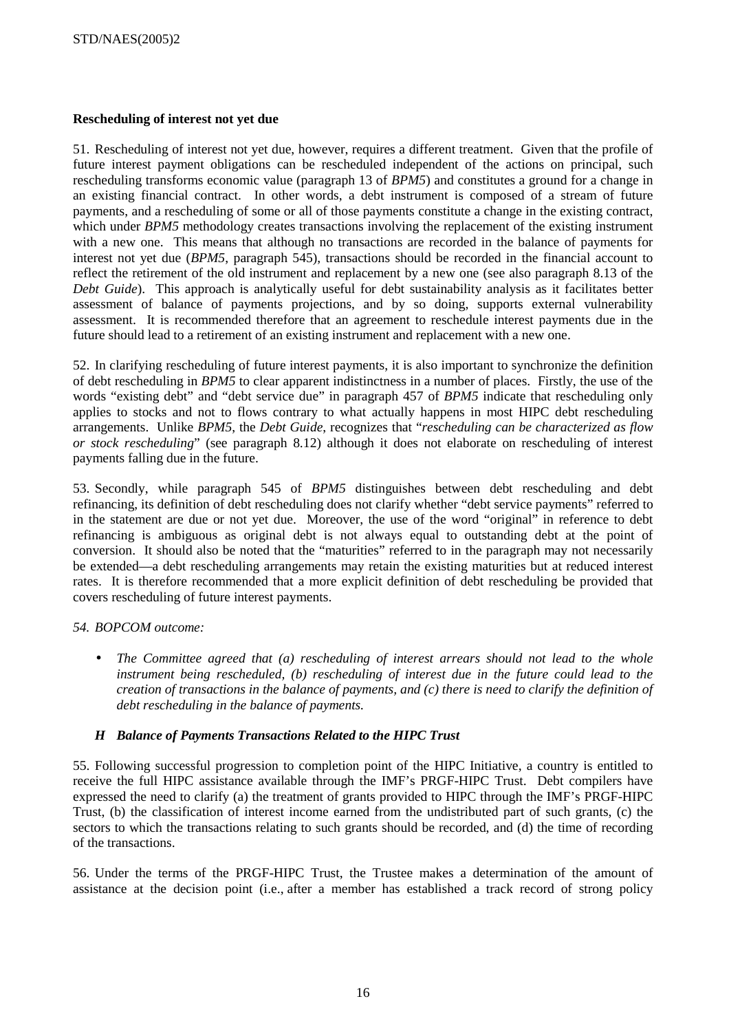**Rescheduling of interest not yet due**

51. Rescheduling of interest not yet due, however, requires a different treatment. Given that the profile of future interest payment obligations can be rescheduled independent of the actions on principal, such rescheduling transforms economic value (paragraph 13 of *BPM5*) and constitutes a ground for a change in an existing financial contract. In other words, a debt instrument is composed of a stream of future payments, and a rescheduling of some or all of those payments constitute a change in the existing contract, which under *BPM5* methodology creates transactions involving the replacement of the existing instrument with a new one. This means that although no transactions are recorded in the balance of payments for interest not yet due (*BPM5*, paragraph 545), transactions should be recorded in the financial account to reflect the retirement of the old instrument and replacement by a new one (see also paragraph 8.13 of the *Debt Guide*). This approach is analytically useful for debt sustainability analysis as it facilitates better assessment of balance of payments projections, and by so doing, supports external vulnerability assessment. It is recommended therefore that an agreement to reschedule interest payments due in the future should lead to a retirement of an existing instrument and replacement with a new one.

52. In clarifying rescheduling of future interest payments, it is also important to synchronize the definition of debt rescheduling in *BPM5* to clear apparent indistinctness in a number of places. Firstly, the use of the words "existing debt" and "debt service due" in paragraph 457 of *BPM5* indicate that rescheduling only applies to stocks and not to flows contrary to what actually happens in most HIPC debt rescheduling arrangements. Unlike *BPM5*, the *Debt Guide*, recognizes that "*rescheduling can be characterized as flow or stock rescheduling*" (see paragraph 8.12) although it does not elaborate on rescheduling of interest payments falling due in the future.

53. Secondly, while paragraph 545 of *BPM5* distinguishes between debt rescheduling and debt refinancing, its definition of debt rescheduling does not clarify whether "debt service payments" referred to in the statement are due or not yet due. Moreover, the use of the word "original" in reference to debt refinancing is ambiguous as original debt is not always equal to outstanding debt at the point of conversion. It should also be noted that the "maturities" referred to in the paragraph may not necessarily be extended—a debt rescheduling arrangements may retain the existing maturities but at reduced interest rates. It is therefore recommended that a more explicit definition of debt rescheduling be provided that covers rescheduling of future interest payments.

*54. BOPCOM outcome:*

- *The Committee agreed that (a) rescheduling of interest arrears should not lead to the whole instrument being rescheduled, (b) rescheduling of interest due in the future could lead to the creation of transactions in the balance of payments, and (c) there is need to clarify the definition of debt rescheduling in the balance of payments.*

### *H Balance of Payments Transactions Related to the HIPC Trust*

55. Following successful progression to completion point of the HIPC Initiative, a country is entitled to receive the full HIPC assistance available through the IMF's PRGF-HIPC Trust. Debt compilers have expressed the need to clarify (a) the treatment of grants provided to HIPC through the IMF's PRGF-HIPC Trust, (b) the classification of interest income earned from the undistributed part of such grants, (c) the sectors to which the transactions relating to such grants should be recorded, and (d) the time of recording of the transactions.

56. Under the terms of the PRGF-HIPC Trust, the Trustee makes a determination of the amount of assistance at the decision point (i.e., after a member has established a track record of strong policy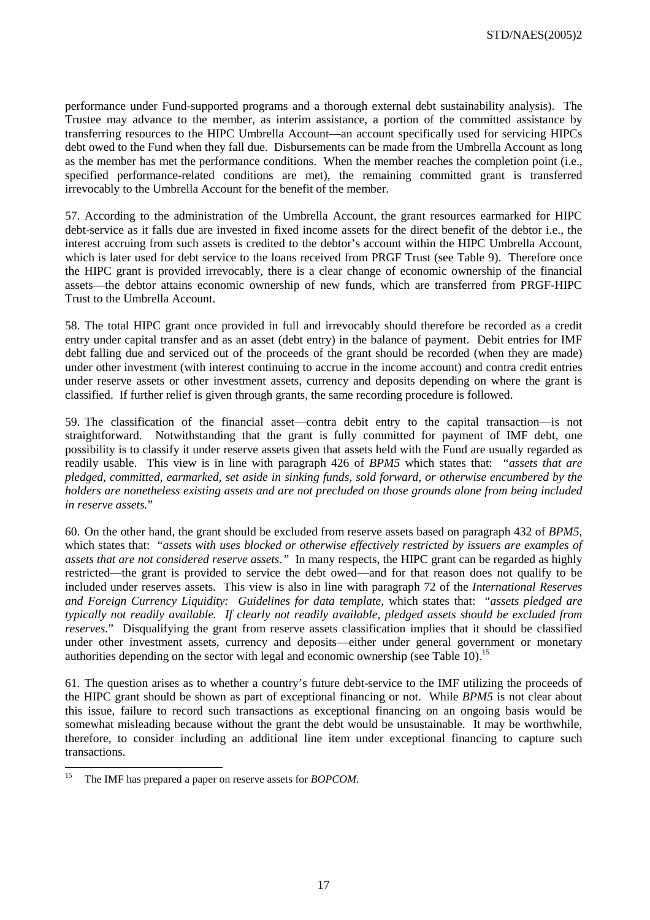performance under Fund-supported programs and a thorough external debt sustainability analysis). The Trustee may advance to the member, as interim assistance, a portion of the committed assistance by transferring resources to the HIPC Umbrella Account—an account specifically used for servicing HIPCs debt owed to the Fund when they fall due. Disbursements can be made from the Umbrella Account as long as the member has met the performance conditions. When the member reaches the completion point (i.e., specified performance-related conditions are met), the remaining committed grant is transferred irrevocably to the Umbrella Account for the benefit of the member.

57. According to the administration of the Umbrella Account, the grant resources earmarked for HIPC debt-service as it falls due are invested in fixed income assets for the direct benefit of the debtor i.e., the interest accruing from such assets is credited to the debtor's account within the HIPC Umbrella Account, which is later used for debt service to the loans received from PRGF Trust (see Table 9). Therefore once the HIPC grant is provided irrevocably, there is a clear change of economic ownership of the financial assets—the debtor attains economic ownership of new funds, which are transferred from PRGF-HIPC Trust to the Umbrella Account.

58. The total HIPC grant once provided in full and irrevocably should therefore be recorded as a credit entry under capital transfer and as an asset (debt entry) in the balance of payment. Debit entries for IMF debt falling due and serviced out of the proceeds of the grant should be recorded (when they are made) under other investment (with interest continuing to accrue in the income account) and contra credit entries under reserve assets or other investment assets, currency and deposits depending on where the grant is classified. If further relief is given through grants, the same recording procedure is followed.

59. The classification of the financial asset—contra debit entry to the capital transaction—is not straightforward. Notwithstanding that the grant is fully committed for payment of IMF debt, one possibility is to classify it under reserve assets given that assets held with the Fund are usually regarded as readily usable. This view is in line with paragraph 426 of *BPM5* which states that: "*assets that are pledged, committed, earmarked, set aside in sinking funds, sold forward, or otherwise encumbered by the holders are nonetheless existing assets and are not precluded on those grounds alone from being included in reserve assets.*"

60. On the other hand, the grant should be excluded from reserve assets based on paragraph 432 of *BPM5,* which states that: "*assets with uses blocked or otherwise effectively restricted by issuers are examples of assets that are not considered reserve assets."* In many respects, the HIPC grant can be regarded as highly restricted—the grant is provided to service the debt owed—and for that reason does not qualify to be included under reserves assets. This view is also in line with paragraph 72 of the *International Reserves and Foreign Currency Liquidity: Guidelines for data template,* which states that: "*assets pledged are typically not readily available. If clearly not readily available, pledged assets should be excluded from reserves.*" Disqualifying the grant from reserve assets classification implies that it should be classified under other investment assets, currency and deposits—either under general government or monetary authorities depending on the sector with legal and economic ownership (see Table 10).[15]

61. The question arises as to whether a country's future debt-service to the IMF utilizing the proceeds of the HIPC grant should be shown as part of exceptional financing or not. While *BPM5* is not clear about this issue, failure to record such transactions as exceptional financing on an ongoing basis would be somewhat misleading because without the grant the debt would be unsustainable. It may be worthwhile, therefore, to consider including an additional line item under exceptional financing to capture such transactions.

---

[15] The IMF has prepared a paper on reserve assets for *BOPCOM*.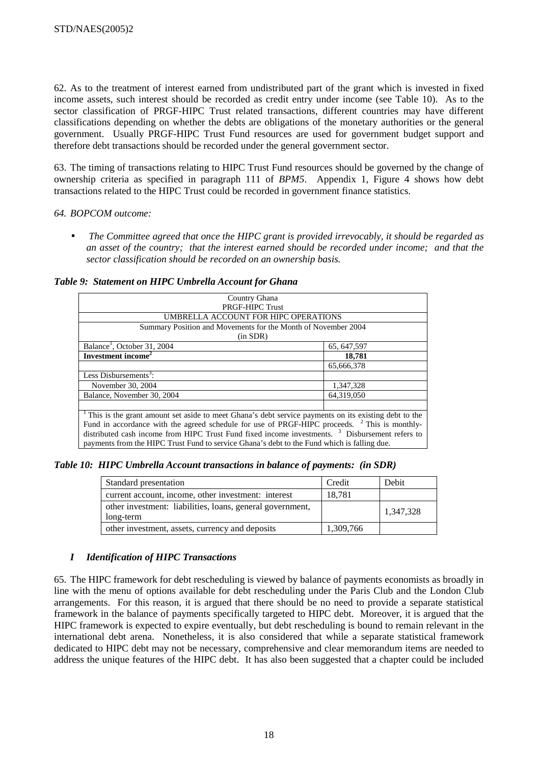62. As to the treatment of interest earned from undistributed part of the grant which is invested in fixed income assets, such interest should be recorded as credit entry under income (see Table 10). As to the sector classification of PRGF-HIPC Trust related transactions, different countries may have different classifications depending on whether the debts are obligations of the monetary authorities or the general government. Usually PRGF-HIPC Trust Fund resources are used for government budget support and therefore debt transactions should be recorded under the general government sector.

63. The timing of transactions relating to HIPC Trust Fund resources should be governed by the change of ownership criteria as specified in paragraph 111 of *BPM5*. Appendix 1, Figure 4 shows how debt transactions related to the HIPC Trust could be recorded in government finance statistics.

*64. BOPCOM outcome:*

- *The Committee agreed that once the HIPC grant is provided irrevocably, it should be regarded as an asset of the country; that the interest earned should be recorded under income; and that the sector classification should be recorded on an ownership basis.*

***Table 9: Statement on HIPC Umbrella Account for Ghana***

| Country Ghana<br>PRGF-HIPC Trust<br>UMBRELLA ACCOUNT FOR HIPC OPERATIONS<br>Summary Position and Movements for the Month of November 2004<br>(in SDR) | |
|---|---|
| Balance[1], October 31, 2004 | 65, 647,597 |
| **Investment income[2]** | **18,781** |
| | 65,666,378 |
| Less Disbursements[3]: | |
| November 30, 2004 | 1,347,328 |
| Balance, November 30, 2004 | 64,319,050 |

[1] This is the grant amount set aside to meet Ghana's debt service payments on its existing debt to the Fund in accordance with the agreed schedule for use of PRGF-HIPC proceeds. [2] This is monthly-distributed cash income from HIPC Trust Fund fixed income investments. [3] Disbursement refers to payments from the HIPC Trust Fund to service Ghana's debt to the Fund which is falling due.

***Table 10: HIPC Umbrella Account transactions in balance of payments: (in SDR)***

| Standard presentation | Credit | Debit |
|---|---|---|
| current account, income, other investment: interest | 18,781 | |
| other investment: liabilities, loans, general government, long-term | | 1,347,328 |
| other investment, assets, currency and deposits | 1,309,766 | |

### *I Identification of HIPC Transactions*

65. The HIPC framework for debt rescheduling is viewed by balance of payments economists as broadly in line with the menu of options available for debt rescheduling under the Paris Club and the London Club arrangements. For this reason, it is argued that there should be no need to provide a separate statistical framework in the balance of payments specifically targeted to HIPC debt. Moreover, it is argued that the HIPC framework is expected to expire eventually, but debt rescheduling is bound to remain relevant in the international debt arena. Nonetheless, it is also considered that while a separate statistical framework dedicated to HIPC debt may not be necessary, comprehensive and clear memorandum items are needed to address the unique features of the HIPC debt. It has also been suggested that a chapter could be included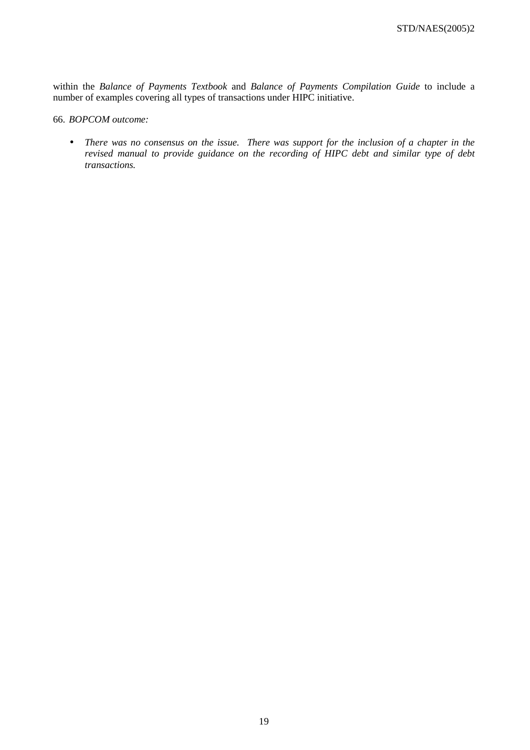within the *Balance of Payments Textbook* and *Balance of Payments Compilation Guide* to include a number of examples covering all types of transactions under HIPC initiative.

66. *BOPCOM outcome:*

- *There was no consensus on the issue. There was support for the inclusion of a chapter in the revised manual to provide guidance on the recording of HIPC debt and similar type of debt transactions.*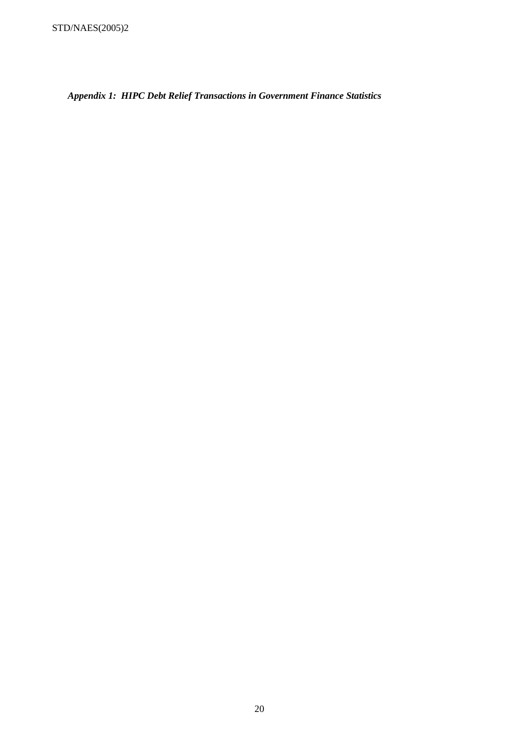***Appendix 1: HIPC Debt Relief Transactions in Government Finance Statistics***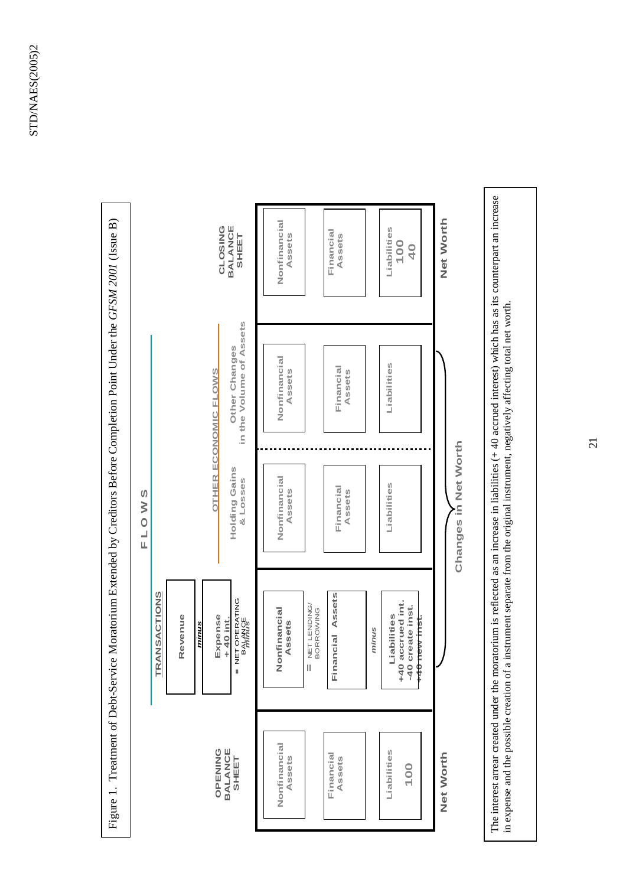Figure 1. Treatment of Debt-Service Moratorium Extended by Creditors Before Completion Point Under the *GFSM 2001* (Issue B)

**FLOWS**

| OPENING BALANCE SHEET | TRANSACTIONS | OTHER ECONOMIC FLOWS: Holding Gains & Losses | OTHER ECONOMIC FLOWS: Other Changes in the Volume of Assets | CLOSING BALANCE SHEET |
|---|---|---|---|---|
| | Revenue *minus* Expense +40 int. = NET OPERATING BALANCE *minus* | | | |
| Nonfinancial Assets | Nonfinancial Assets = NET LENDING/ BORROWING | Nonfinancial Assets | Nonfinancial Assets | Nonfinancial Assets |
| Financial Assets | Financial Assets *minus* | Financial Assets | Financial Assets | Financial Assets |
| Liabilities 100 | Liabilities +40 accrued int. -40 create inst. +40 new inst. | Liabilities | Liabilities | Liabilities 100 40 |
| Net Worth | Changes in Net Worth | | | Net Worth |

The interest arrear created under the moratorium is reflected as an increase in liabilities (+ 40 accrued interest) which has as its counterpart an increase in expense and the possible creation of a instrument separate from the original instrument, negatively affecting total net worth.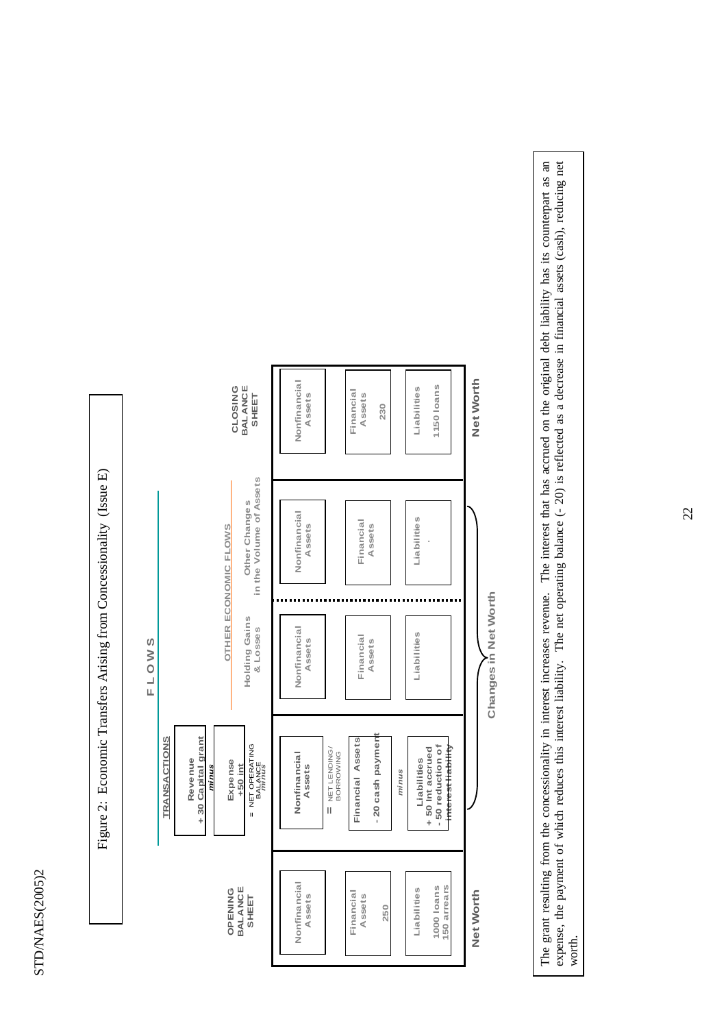Figure 2: Economic Transfers Arising from Concessionality (Issue E)

**FLOWS**

| OPENING BALANCE SHEET | TRANSACTIONS | OTHER ECONOMIC FLOWS: Holding Gains & Losses | OTHER ECONOMIC FLOWS: Other Changes in the Volume of Assets | CLOSING BALANCE SHEET |
|---|---|---|---|---|
| | Revenue + 30 Capital grant *minus* Expense +50 int = NET OPERATING BALANCE *minus* | | | |
| Nonfinancial Assets | Nonfinancial Assets = NET LENDING/ BORROWING | Nonfinancial Assets | Nonfinancial Assets | Nonfinancial Assets |
| Financial Assets 250 | Financial Assets - 20 cash payment *minus* | Financial Assets | Financial Assets | Financial Assets 230 |
| Liabilities 1000 loans 150 arrears | Liabilities + 50 Int accrued - 50 reduction of interest liability | Liabilities | Liabilities | Liabilities 1150 loans |
| Net Worth | Changes in Net Worth | | | Net Worth |

The grant resulting from the concessionality in interest increases revenue. The interest that has accrued on the original debt liability has its counterpart as an expense, the payment of which reduces this interest liability. The net operating balance (- 20) is reflected as a decrease in financial assets (cash), reducing net worth.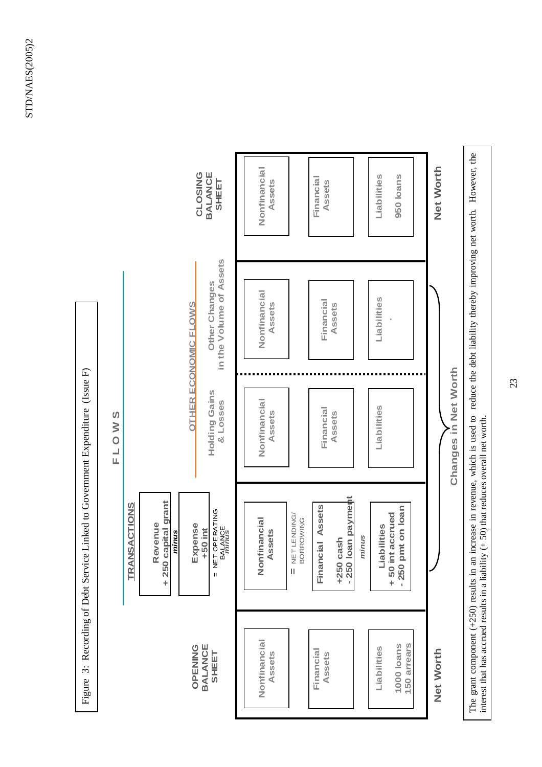Figure 3: Recording of Debt Service Linked to Government Expenditure (Issue F)

**FLOWS**

| OPENING BALANCE SHEET | TRANSACTIONS | OTHER ECONOMIC FLOWS: Holding Gains & Losses | OTHER ECONOMIC FLOWS: Other Changes in the Volume of Assets | CLOSING BALANCE SHEET |
|---|---|---|---|---|
| | Revenue + 250 capital grant *minus* Expense +50 int = NET OPERATING BALANCE *minus* | | | |
| Nonfinancial Assets | Nonfinancial Assets = NET LENDING/ BORROWING | Nonfinancial Assets | Nonfinancial Assets | Nonfinancial Assets |
| Financial Assets | Financial Assets +250 cash - 250 loan payment *minus* | Financial Assets | Financial Assets | Financial Assets |
| Liabilities 1000 loans 150 arrears | Liabilities + 50 int accrued - 250 pmt on loan | Liabilities | Liabilities . | Liabilities 950 loans |
| Net Worth | Changes in Net Worth | | | Net Worth |

The grant component (+250) results in an increase in revenue, which is used to reduce the debt liability thereby improving net worth. However, the interest that has accrued results in a liability (+ 50) that reduces overall net worth.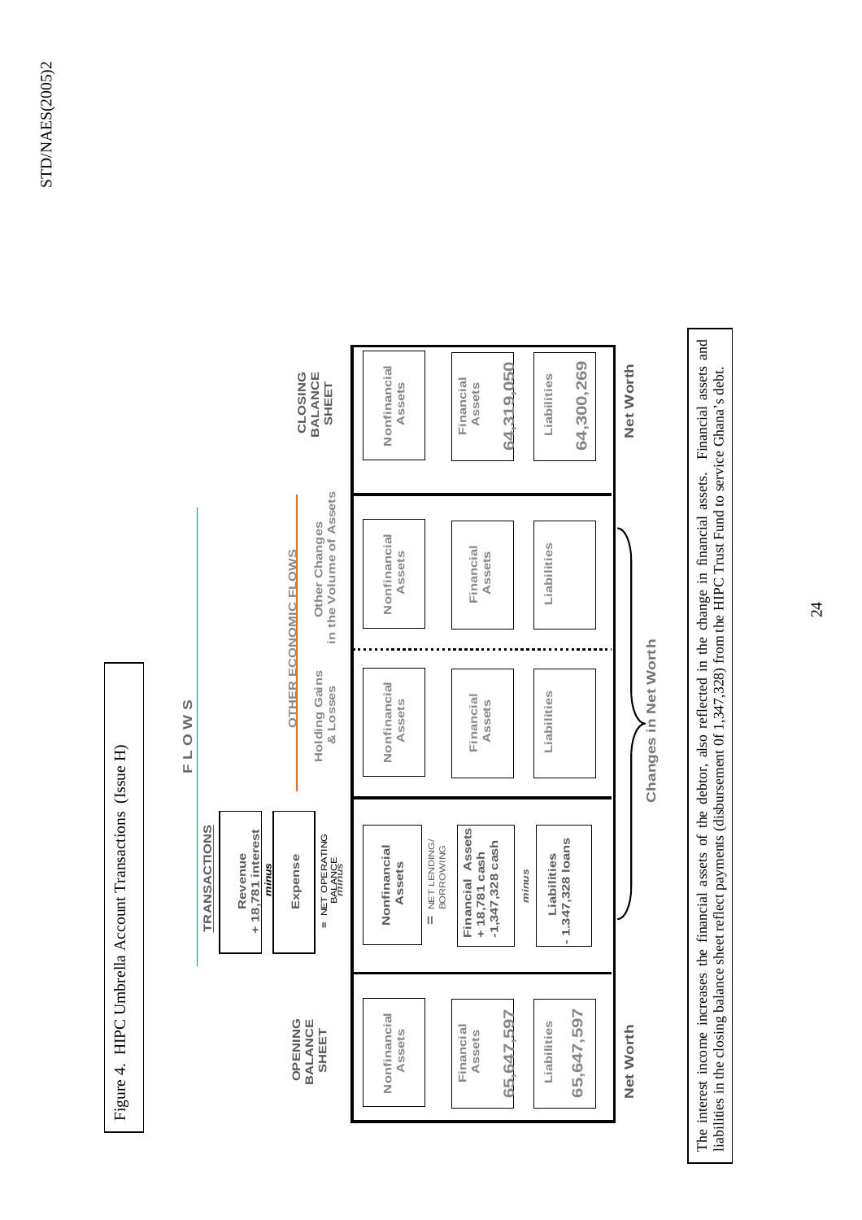Figure 4. HIPC Umbrella Account Transactions (Issue H)

FLOWS

OPENING BALANCE SHEET

Nonfinancial Assets

Financial Assets
65,647,597

Liabilities
65,647,597

Net Worth

TRANSACTIONS

Revenue
+ 18,781 interest
*minus*

Expense

= NET OPERATING BALANCE
*minus*

Nonfinancial Assets

= NET LENDING/ BORROWING

Financial Assets
+ 18,781 cash
-1,347,328 cash

*minus*

Liabilities
- 1,347,328 loans

OTHER ECONOMIC FLOWS

Holding Gains & Losses

Nonfinancial Assets

Financial Assets

Liabilities

Other Changes in the Volume of Assets

Nonfinancial Assets

Financial Assets

Liabilities

Changes in Net Worth

CLOSING BALANCE SHEET

Nonfinancial Assets

Financial Assets
64,319,050

Liabilities
64,300,269

Net Worth

The interest income increases the financial assets of the debtor, also reflected in the change in financial assets. Financial assets and liabilities in the closing balance sheet reflect payments (disbursement 0f 1,347,328) from the HIPC Trust Fund to service Ghana's debt.